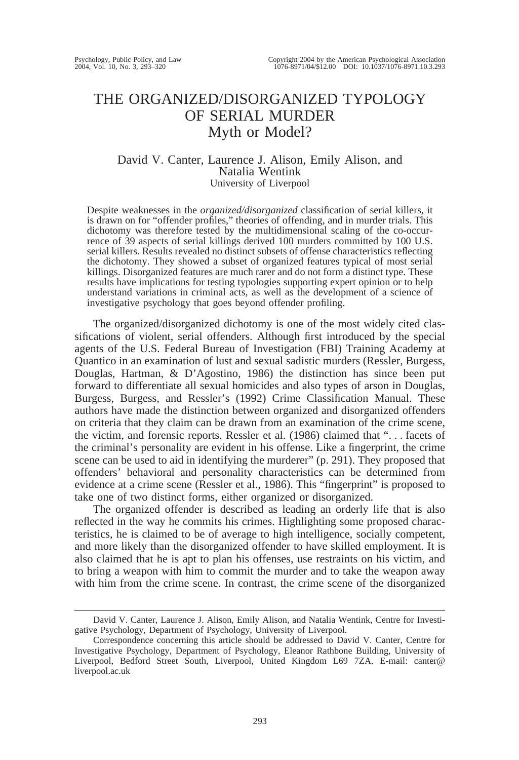# THE ORGANIZED/DISORGANIZED TYPOLOGY OF SERIAL MURDER
## Myth or Model?

David V. Canter, Laurence J. Alison, Emily Alison, and Natalia Wentink
University of Liverpool

Despite weaknesses in the *organized/disorganized* classification of serial killers, it is drawn on for "offender profiles," theories of offending, and in murder trials. This dichotomy was therefore tested by the multidimensional scaling of the co-occurrence of 39 aspects of serial killings derived 100 murders committed by 100 U.S. serial killers. Results revealed no distinct subsets of offense characteristics reflecting the dichotomy. They showed a subset of organized features typical of most serial killings. Disorganized features are much rarer and do not form a distinct type. These results have implications for testing typologies supporting expert opinion or to help understand variations in criminal acts, as well as the development of a science of investigative psychology that goes beyond offender profiling.

The organized/disorganized dichotomy is one of the most widely cited classifications of violent, serial offenders. Although first introduced by the special agents of the U.S. Federal Bureau of Investigation (FBI) Training Academy at Quantico in an examination of lust and sexual sadistic murders (Ressler, Burgess, Douglas, Hartman, & D'Agostino, 1986) the distinction has since been put forward to differentiate all sexual homicides and also types of arson in Douglas, Burgess, Burgess, and Ressler's (1992) Crime Classification Manual. These authors have made the distinction between organized and disorganized offenders on criteria that they claim can be drawn from an examination of the crime scene, the victim, and forensic reports. Ressler et al. (1986) claimed that ". . . facets of the criminal's personality are evident in his offense. Like a fingerprint, the crime scene can be used to aid in identifying the murderer" (p. 291). They proposed that offenders' behavioral and personality characteristics can be determined from evidence at a crime scene (Ressler et al., 1986). This "fingerprint" is proposed to take one of two distinct forms, either organized or disorganized.

The organized offender is described as leading an orderly life that is also reflected in the way he commits his crimes. Highlighting some proposed characteristics, he is claimed to be of average to high intelligence, socially competent, and more likely than the disorganized offender to have skilled employment. It is also claimed that he is apt to plan his offenses, use restraints on his victim, and to bring a weapon with him to commit the murder and to take the weapon away with him from the crime scene. In contrast, the crime scene of the disorganized

---

David V. Canter, Laurence J. Alison, Emily Alison, and Natalia Wentink, Centre for Investigative Psychology, Department of Psychology, University of Liverpool.

Correspondence concerning this article should be addressed to David V. Canter, Centre for Investigative Psychology, Department of Psychology, Eleanor Rathbone Building, University of Liverpool, Bedford Street South, Liverpool, United Kingdom L69 7ZA. E-mail: canter@liverpool.ac.uk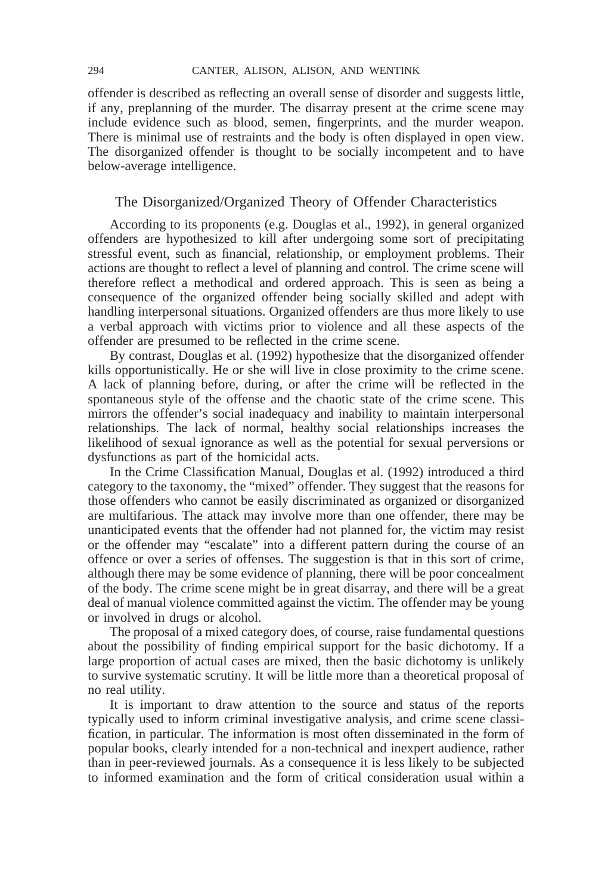offender is described as reflecting an overall sense of disorder and suggests little, if any, preplanning of the murder. The disarray present at the crime scene may include evidence such as blood, semen, fingerprints, and the murder weapon. There is minimal use of restraints and the body is often displayed in open view. The disorganized offender is thought to be socially incompetent and to have below-average intelligence.

## The Disorganized/Organized Theory of Offender Characteristics

According to its proponents (e.g. Douglas et al., 1992), in general organized offenders are hypothesized to kill after undergoing some sort of precipitating stressful event, such as financial, relationship, or employment problems. Their actions are thought to reflect a level of planning and control. The crime scene will therefore reflect a methodical and ordered approach. This is seen as being a consequence of the organized offender being socially skilled and adept with handling interpersonal situations. Organized offenders are thus more likely to use a verbal approach with victims prior to violence and all these aspects of the offender are presumed to be reflected in the crime scene.

By contrast, Douglas et al. (1992) hypothesize that the disorganized offender kills opportunistically. He or she will live in close proximity to the crime scene. A lack of planning before, during, or after the crime will be reflected in the spontaneous style of the offense and the chaotic state of the crime scene. This mirrors the offender's social inadequacy and inability to maintain interpersonal relationships. The lack of normal, healthy social relationships increases the likelihood of sexual ignorance as well as the potential for sexual perversions or dysfunctions as part of the homicidal acts.

In the Crime Classification Manual, Douglas et al. (1992) introduced a third category to the taxonomy, the "mixed" offender. They suggest that the reasons for those offenders who cannot be easily discriminated as organized or disorganized are multifarious. The attack may involve more than one offender, there may be unanticipated events that the offender had not planned for, the victim may resist or the offender may "escalate" into a different pattern during the course of an offence or over a series of offenses. The suggestion is that in this sort of crime, although there may be some evidence of planning, there will be poor concealment of the body. The crime scene might be in great disarray, and there will be a great deal of manual violence committed against the victim. The offender may be young or involved in drugs or alcohol.

The proposal of a mixed category does, of course, raise fundamental questions about the possibility of finding empirical support for the basic dichotomy. If a large proportion of actual cases are mixed, then the basic dichotomy is unlikely to survive systematic scrutiny. It will be little more than a theoretical proposal of no real utility.

It is important to draw attention to the source and status of the reports typically used to inform criminal investigative analysis, and crime scene classification, in particular. The information is most often disseminated in the form of popular books, clearly intended for a non-technical and inexpert audience, rather than in peer-reviewed journals. As a consequence it is less likely to be subjected to informed examination and the form of critical consideration usual within a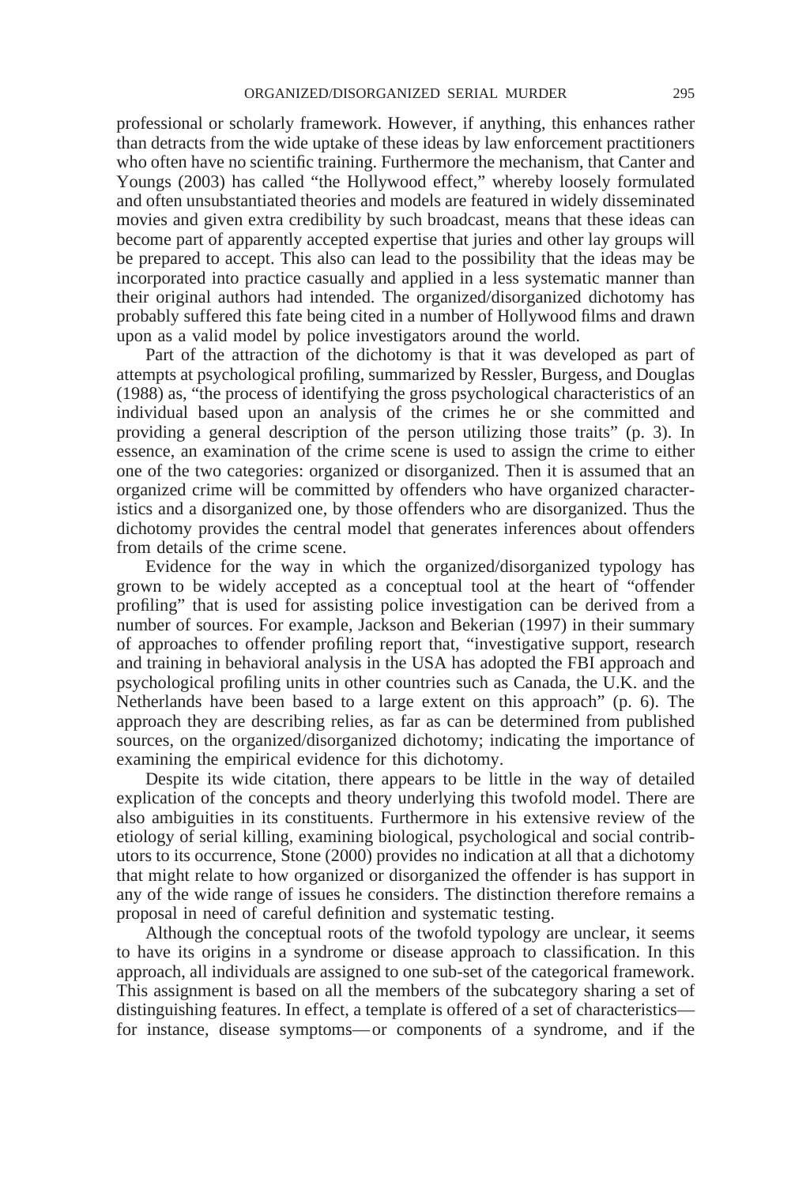professional or scholarly framework. However, if anything, this enhances rather than detracts from the wide uptake of these ideas by law enforcement practitioners who often have no scientific training. Furthermore the mechanism, that Canter and Youngs (2003) has called "the Hollywood effect," whereby loosely formulated and often unsubstantiated theories and models are featured in widely disseminated movies and given extra credibility by such broadcast, means that these ideas can become part of apparently accepted expertise that juries and other lay groups will be prepared to accept. This also can lead to the possibility that the ideas may be incorporated into practice casually and applied in a less systematic manner than their original authors had intended. The organized/disorganized dichotomy has probably suffered this fate being cited in a number of Hollywood films and drawn upon as a valid model by police investigators around the world.

Part of the attraction of the dichotomy is that it was developed as part of attempts at psychological profiling, summarized by Ressler, Burgess, and Douglas (1988) as, "the process of identifying the gross psychological characteristics of an individual based upon an analysis of the crimes he or she committed and providing a general description of the person utilizing those traits" (p. 3). In essence, an examination of the crime scene is used to assign the crime to either one of the two categories: organized or disorganized. Then it is assumed that an organized crime will be committed by offenders who have organized characteristics and a disorganized one, by those offenders who are disorganized. Thus the dichotomy provides the central model that generates inferences about offenders from details of the crime scene.

Evidence for the way in which the organized/disorganized typology has grown to be widely accepted as a conceptual tool at the heart of "offender profiling" that is used for assisting police investigation can be derived from a number of sources. For example, Jackson and Bekerian (1997) in their summary of approaches to offender profiling report that, "investigative support, research and training in behavioral analysis in the USA has adopted the FBI approach and psychological profiling units in other countries such as Canada, the U.K. and the Netherlands have been based to a large extent on this approach" (p. 6). The approach they are describing relies, as far as can be determined from published sources, on the organized/disorganized dichotomy; indicating the importance of examining the empirical evidence for this dichotomy.

Despite its wide citation, there appears to be little in the way of detailed explication of the concepts and theory underlying this twofold model. There are also ambiguities in its constituents. Furthermore in his extensive review of the etiology of serial killing, examining biological, psychological and social contributors to its occurrence, Stone (2000) provides no indication at all that a dichotomy that might relate to how organized or disorganized the offender is has support in any of the wide range of issues he considers. The distinction therefore remains a proposal in need of careful definition and systematic testing.

Although the conceptual roots of the twofold typology are unclear, it seems to have its origins in a syndrome or disease approach to classification. In this approach, all individuals are assigned to one sub-set of the categorical framework. This assignment is based on all the members of the subcategory sharing a set of distinguishing features. In effect, a template is offered of a set of characteristics—for instance, disease symptoms—or components of a syndrome, and if the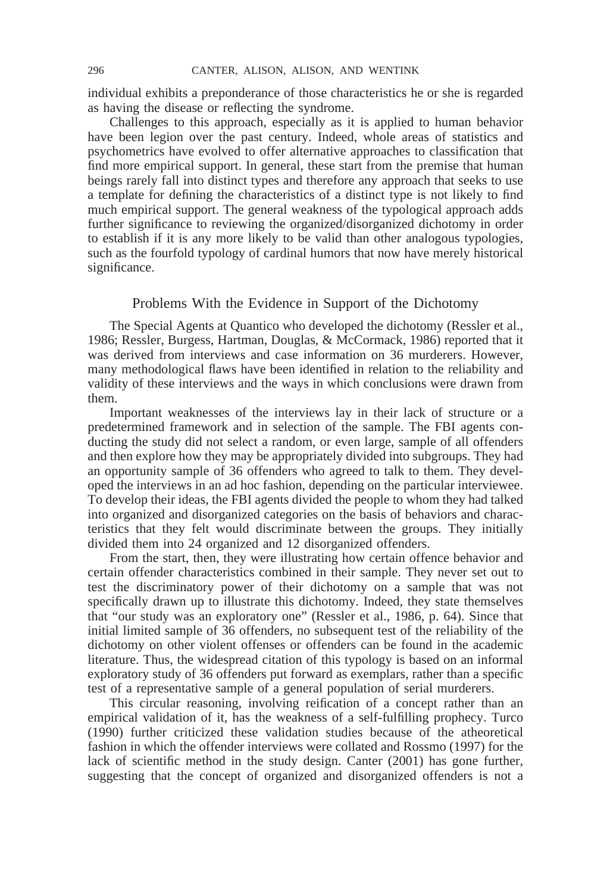individual exhibits a preponderance of those characteristics he or she is regarded as having the disease or reflecting the syndrome.

Challenges to this approach, especially as it is applied to human behavior have been legion over the past century. Indeed, whole areas of statistics and psychometrics have evolved to offer alternative approaches to classification that find more empirical support. In general, these start from the premise that human beings rarely fall into distinct types and therefore any approach that seeks to use a template for defining the characteristics of a distinct type is not likely to find much empirical support. The general weakness of the typological approach adds further significance to reviewing the organized/disorganized dichotomy in order to establish if it is any more likely to be valid than other analogous typologies, such as the fourfold typology of cardinal humors that now have merely historical significance.

## Problems With the Evidence in Support of the Dichotomy

The Special Agents at Quantico who developed the dichotomy (Ressler et al., 1986; Ressler, Burgess, Hartman, Douglas, & McCormack, 1986) reported that it was derived from interviews and case information on 36 murderers. However, many methodological flaws have been identified in relation to the reliability and validity of these interviews and the ways in which conclusions were drawn from them.

Important weaknesses of the interviews lay in their lack of structure or a predetermined framework and in selection of the sample. The FBI agents conducting the study did not select a random, or even large, sample of all offenders and then explore how they may be appropriately divided into subgroups. They had an opportunity sample of 36 offenders who agreed to talk to them. They developed the interviews in an ad hoc fashion, depending on the particular interviewee. To develop their ideas, the FBI agents divided the people to whom they had talked into organized and disorganized categories on the basis of behaviors and characteristics that they felt would discriminate between the groups. They initially divided them into 24 organized and 12 disorganized offenders.

From the start, then, they were illustrating how certain offence behavior and certain offender characteristics combined in their sample. They never set out to test the discriminatory power of their dichotomy on a sample that was not specifically drawn up to illustrate this dichotomy. Indeed, they state themselves that "our study was an exploratory one" (Ressler et al., 1986, p. 64). Since that initial limited sample of 36 offenders, no subsequent test of the reliability of the dichotomy on other violent offenses or offenders can be found in the academic literature. Thus, the widespread citation of this typology is based on an informal exploratory study of 36 offenders put forward as exemplars, rather than a specific test of a representative sample of a general population of serial murderers.

This circular reasoning, involving reification of a concept rather than an empirical validation of it, has the weakness of a self-fulfilling prophecy. Turco (1990) further criticized these validation studies because of the atheoretical fashion in which the offender interviews were collated and Rossmo (1997) for the lack of scientific method in the study design. Canter (2001) has gone further, suggesting that the concept of organized and disorganized offenders is not a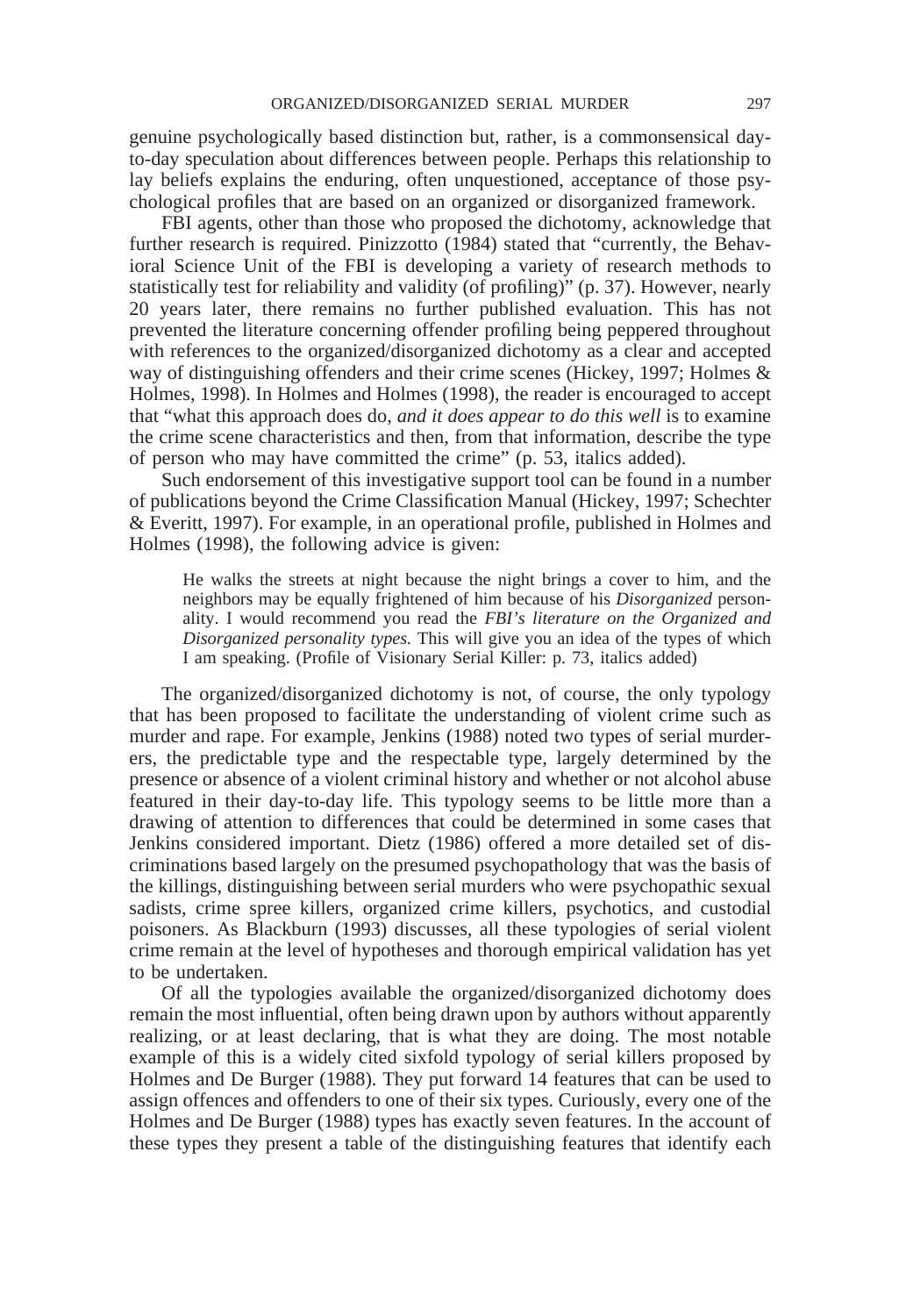genuine psychologically based distinction but, rather, is a commonsensical day-to-day speculation about differences between people. Perhaps this relationship to lay beliefs explains the enduring, often unquestioned, acceptance of those psychological profiles that are based on an organized or disorganized framework.

FBI agents, other than those who proposed the dichotomy, acknowledge that further research is required. Pinizzotto (1984) stated that "currently, the Behavioral Science Unit of the FBI is developing a variety of research methods to statistically test for reliability and validity (of profiling)" (p. 37). However, nearly 20 years later, there remains no further published evaluation. This has not prevented the literature concerning offender profiling being peppered throughout with references to the organized/disorganized dichotomy as a clear and accepted way of distinguishing offenders and their crime scenes (Hickey, 1997; Holmes & Holmes, 1998). In Holmes and Holmes (1998), the reader is encouraged to accept that "what this approach does do, *and it does appear to do this well* is to examine the crime scene characteristics and then, from that information, describe the type of person who may have committed the crime" (p. 53, italics added).

Such endorsement of this investigative support tool can be found in a number of publications beyond the Crime Classification Manual (Hickey, 1997; Schechter & Everitt, 1997). For example, in an operational profile, published in Holmes and Holmes (1998), the following advice is given:

> He walks the streets at night because the night brings a cover to him, and the neighbors may be equally frightened of him because of his *Disorganized* personality. I would recommend you read the *FBI's literature on the Organized and Disorganized personality types.* This will give you an idea of the types of which I am speaking. (Profile of Visionary Serial Killer: p. 73, italics added)

The organized/disorganized dichotomy is not, of course, the only typology that has been proposed to facilitate the understanding of violent crime such as murder and rape. For example, Jenkins (1988) noted two types of serial murderers, the predictable type and the respectable type, largely determined by the presence or absence of a violent criminal history and whether or not alcohol abuse featured in their day-to-day life. This typology seems to be little more than a drawing of attention to differences that could be determined in some cases that Jenkins considered important. Dietz (1986) offered a more detailed set of discriminations based largely on the presumed psychopathology that was the basis of the killings, distinguishing between serial murders who were psychopathic sexual sadists, crime spree killers, organized crime killers, psychotics, and custodial poisoners. As Blackburn (1993) discusses, all these typologies of serial violent crime remain at the level of hypotheses and thorough empirical validation has yet to be undertaken.

Of all the typologies available the organized/disorganized dichotomy does remain the most influential, often being drawn upon by authors without apparently realizing, or at least declaring, that is what they are doing. The most notable example of this is a widely cited sixfold typology of serial killers proposed by Holmes and De Burger (1988). They put forward 14 features that can be used to assign offences and offenders to one of their six types. Curiously, every one of the Holmes and De Burger (1988) types has exactly seven features. In the account of these types they present a table of the distinguishing features that identify each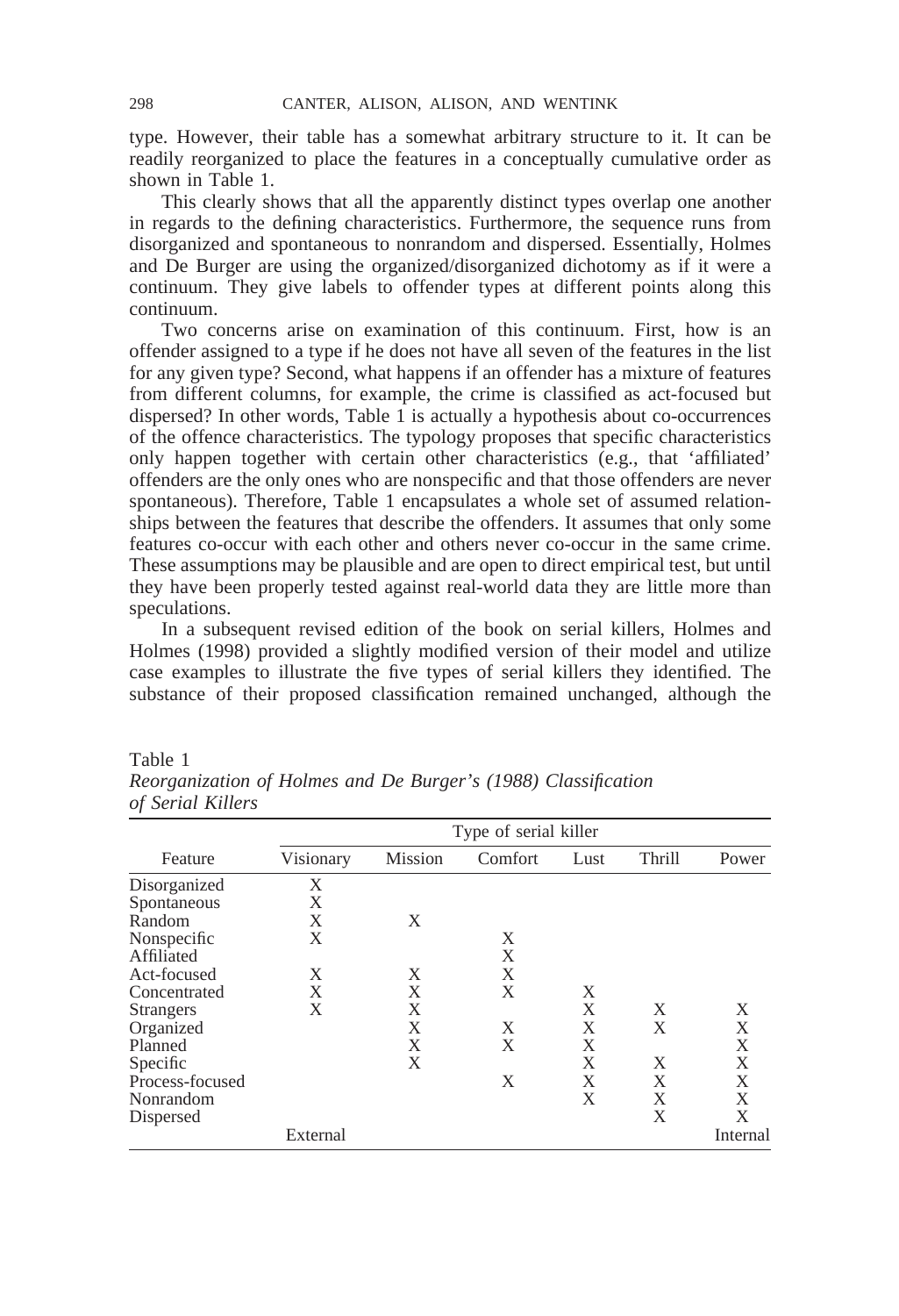type. However, their table has a somewhat arbitrary structure to it. It can be readily reorganized to place the features in a conceptually cumulative order as shown in Table 1.

This clearly shows that all the apparently distinct types overlap one another in regards to the defining characteristics. Furthermore, the sequence runs from disorganized and spontaneous to nonrandom and dispersed. Essentially, Holmes and De Burger are using the organized/disorganized dichotomy as if it were a continuum. They give labels to offender types at different points along this continuum.

Two concerns arise on examination of this continuum. First, how is an offender assigned to a type if he does not have all seven of the features in the list for any given type? Second, what happens if an offender has a mixture of features from different columns, for example, the crime is classified as act-focused but dispersed? In other words, Table 1 is actually a hypothesis about co-occurrences of the offence characteristics. The typology proposes that specific characteristics only happen together with certain other characteristics (e.g., that 'affiliated' offenders are the only ones who are nonspecific and that those offenders are never spontaneous). Therefore, Table 1 encapsulates a whole set of assumed relationships between the features that describe the offenders. It assumes that only some features co-occur with each other and others never co-occur in the same crime. These assumptions may be plausible and are open to direct empirical test, but until they have been properly tested against real-world data they are little more than speculations.

In a subsequent revised edition of the book on serial killers, Holmes and Holmes (1998) provided a slightly modified version of their model and utilize case examples to illustrate the five types of serial killers they identified. The substance of their proposed classification remained unchanged, although the

Table 1
*Reorganization of Holmes and De Burger's (1988) Classification of Serial Killers*

| Feature | Type of serial killer | | | | | |
|---|---|---|---|---|---|---|
| | Visionary | Mission | Comfort | Lust | Thrill | Power |
| Disorganized | X | | | | | |
| Spontaneous | X | | | | | |
| Random | X | X | | | | |
| Nonspecific | X | | X | | | |
| Affiliated | | | X | | | |
| Act-focused | X | X | X | | | |
| Concentrated | X | X | X | X | | |
| Strangers | X | X | | X | X | X |
| Organized | | X | X | X | X | X |
| Planned | | X | X | X | | X |
| Specific | | X | | X | X | X |
| Process-focused | | | X | X | X | X |
| Nonrandom | | | | X | X | X |
| Dispersed | | | | | X | X |
| | External | | | | | Internal |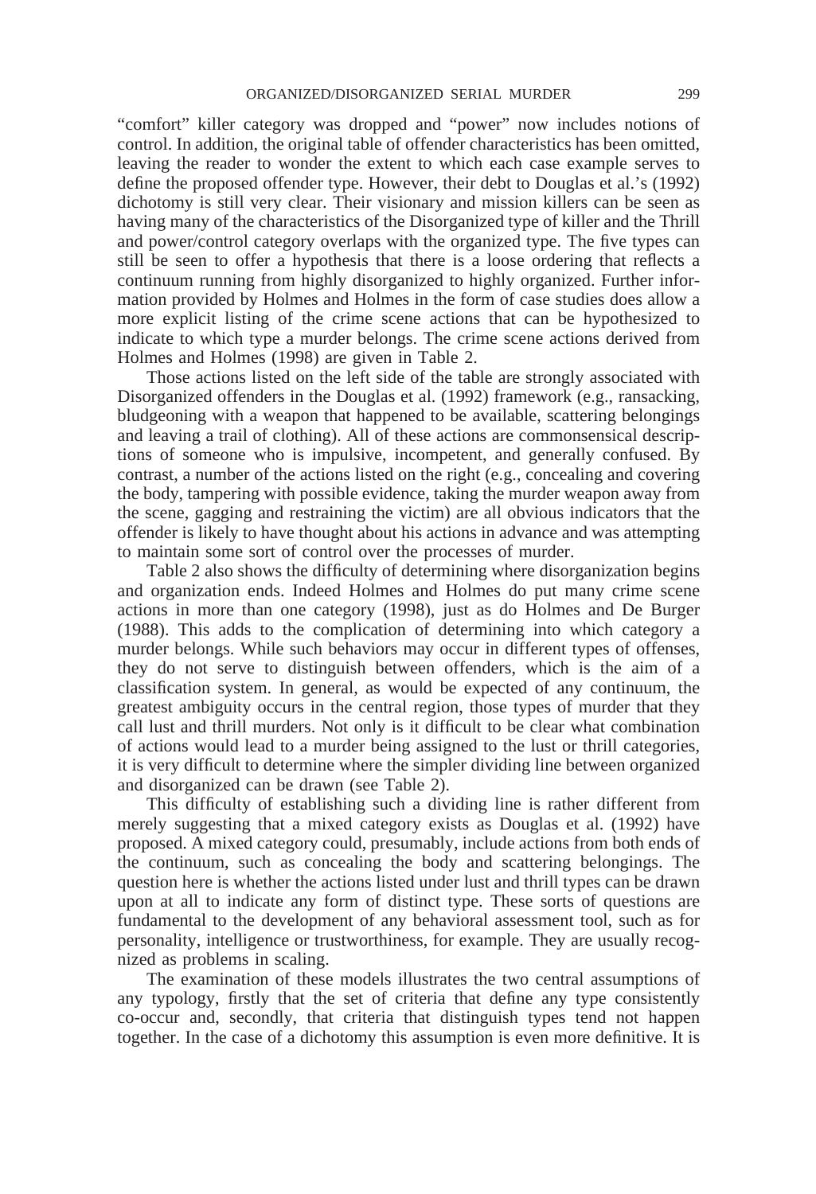"comfort" killer category was dropped and "power" now includes notions of control. In addition, the original table of offender characteristics has been omitted, leaving the reader to wonder the extent to which each case example serves to define the proposed offender type. However, their debt to Douglas et al.'s (1992) dichotomy is still very clear. Their visionary and mission killers can be seen as having many of the characteristics of the Disorganized type of killer and the Thrill and power/control category overlaps with the organized type. The five types can still be seen to offer a hypothesis that there is a loose ordering that reflects a continuum running from highly disorganized to highly organized. Further information provided by Holmes and Holmes in the form of case studies does allow a more explicit listing of the crime scene actions that can be hypothesized to indicate to which type a murder belongs. The crime scene actions derived from Holmes and Holmes (1998) are given in Table 2.

Those actions listed on the left side of the table are strongly associated with Disorganized offenders in the Douglas et al. (1992) framework (e.g., ransacking, bludgeoning with a weapon that happened to be available, scattering belongings and leaving a trail of clothing). All of these actions are commonsensical descriptions of someone who is impulsive, incompetent, and generally confused. By contrast, a number of the actions listed on the right (e.g., concealing and covering the body, tampering with possible evidence, taking the murder weapon away from the scene, gagging and restraining the victim) are all obvious indicators that the offender is likely to have thought about his actions in advance and was attempting to maintain some sort of control over the processes of murder.

Table 2 also shows the difficulty of determining where disorganization begins and organization ends. Indeed Holmes and Holmes do put many crime scene actions in more than one category (1998), just as do Holmes and De Burger (1988). This adds to the complication of determining into which category a murder belongs. While such behaviors may occur in different types of offenses, they do not serve to distinguish between offenders, which is the aim of a classification system. In general, as would be expected of any continuum, the greatest ambiguity occurs in the central region, those types of murder that they call lust and thrill murders. Not only is it difficult to be clear what combination of actions would lead to a murder being assigned to the lust or thrill categories, it is very difficult to determine where the simpler dividing line between organized and disorganized can be drawn (see Table 2).

This difficulty of establishing such a dividing line is rather different from merely suggesting that a mixed category exists as Douglas et al. (1992) have proposed. A mixed category could, presumably, include actions from both ends of the continuum, such as concealing the body and scattering belongings. The question here is whether the actions listed under lust and thrill types can be drawn upon at all to indicate any form of distinct type. These sorts of questions are fundamental to the development of any behavioral assessment tool, such as for personality, intelligence or trustworthiness, for example. They are usually recognized as problems in scaling.

The examination of these models illustrates the two central assumptions of any typology, firstly that the set of criteria that define any type consistently co-occur and, secondly, that criteria that distinguish types tend not happen together. In the case of a dichotomy this assumption is even more definitive. It is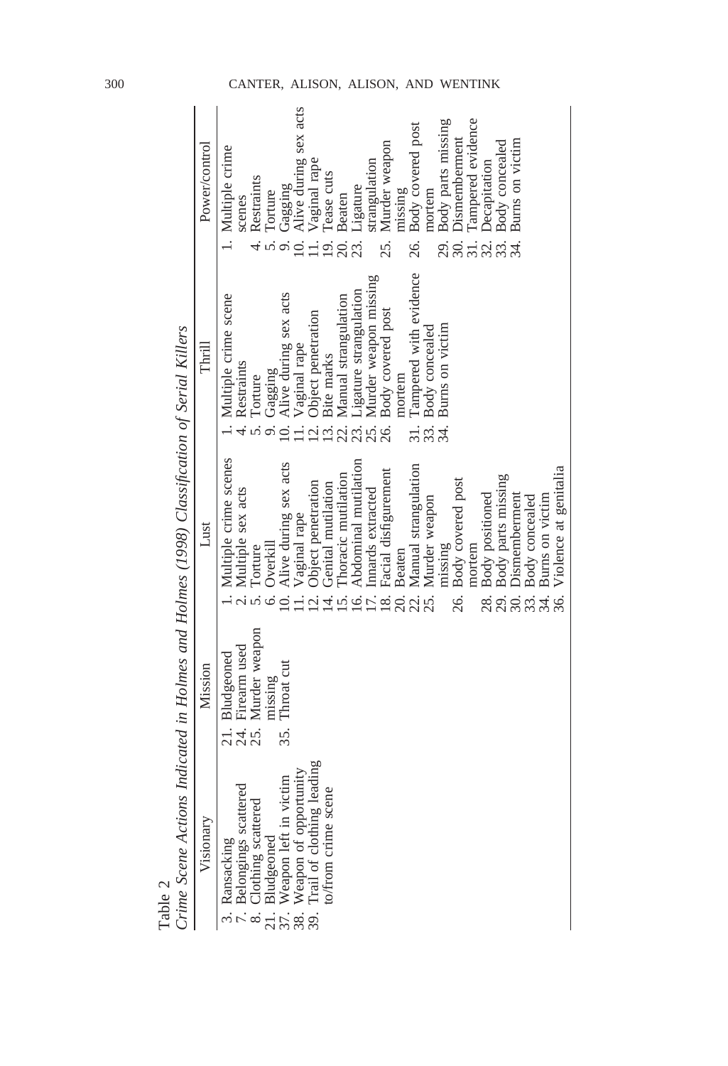Table 2
*Crime Scene Actions Indicated in Holmes and Holmes (1998) Classification of Serial Killers*

| Visionary | Mission | Lust | Thrill | Power/control |
|---|---|---|---|---|
| 3. Ransacking | 21. Bludgeoned | 1. Multiple crime scenes | 1. Multiple crime scene | 1. Multiple crime scenes |
| 7. Belongings scattered | 24. Firearm used | 2. Multiple sex acts | 4. Restraints | 4. Restraints |
| 8. Clothing scattered | 25. Murder weapon missing | 5. Torture | 5. Torture | 5. Torture |
| 21. Bludgeoned | 35. Throat cut | 6. Overkill | 9. Gagging | 9. Gagging |
| 37. Weapon left in victim | | 10. Alive during sex acts | 10. Alive during sex acts | 10. Alive during sex acts |
| 38. Weapon of opportunity | | 11. Vaginal rape | 11. Vaginal rape | 11. Vaginal rape |
| 39. Trail of clothing leading to/from crime scene | | 12. Object penetration | 12. Object penetration | 19. Tease cuts |
| | | 14. Genital mutilation | 13. Bite marks | 20. Beaten |
| | | 15. Thoracic mutilation | 22. Manual strangulation | 23. Ligature strangulation |
| | | 16. Abdominal mutilation | 23. Ligature strangulation | 25. Murder weapon missing |
| | | 17. Innards extracted | 25. Murder weapon missing | 26. Body covered post mortem |
| | | 18. Facial disfigurement | 26. Body covered post mortem | 29. Body parts missing |
| | | 20. Beaten | 31. Tampered with evidence | 30. Dismemberment |
| | | 22. Manual strangulation | 33. Body concealed | 31. Tampered evidence |
| | | 25. Murder weapon missing | 34. Burns on victim | 32. Decapitation |
| | | 26. Body covered post mortem | | 33. Body concealed |
| | | 28. Body positioned | | 34. Burns on victim |
| | | 29. Body parts missing | | |
| | | 30. Dismemberment | | |
| | | 33. Body concealed | | |
| | | 34. Burns on victim | | |
| | | 36. Violence at genitalia | | |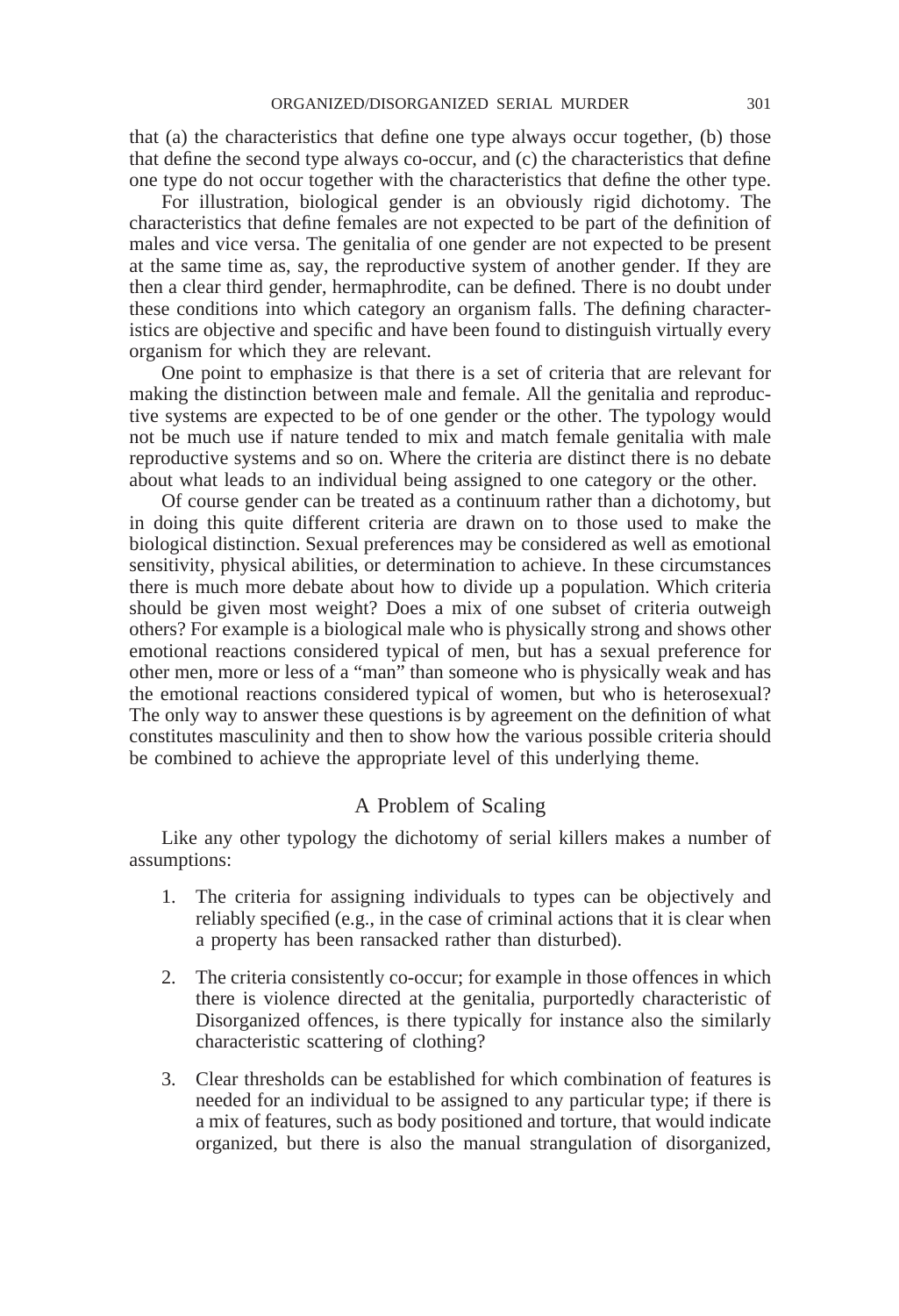that (a) the characteristics that define one type always occur together, (b) those that define the second type always co-occur, and (c) the characteristics that define one type do not occur together with the characteristics that define the other type.

For illustration, biological gender is an obviously rigid dichotomy. The characteristics that define females are not expected to be part of the definition of males and vice versa. The genitalia of one gender are not expected to be present at the same time as, say, the reproductive system of another gender. If they are then a clear third gender, hermaphrodite, can be defined. There is no doubt under these conditions into which category an organism falls. The defining characteristics are objective and specific and have been found to distinguish virtually every organism for which they are relevant.

One point to emphasize is that there is a set of criteria that are relevant for making the distinction between male and female. All the genitalia and reproductive systems are expected to be of one gender or the other. The typology would not be much use if nature tended to mix and match female genitalia with male reproductive systems and so on. Where the criteria are distinct there is no debate about what leads to an individual being assigned to one category or the other.

Of course gender can be treated as a continuum rather than a dichotomy, but in doing this quite different criteria are drawn on to those used to make the biological distinction. Sexual preferences may be considered as well as emotional sensitivity, physical abilities, or determination to achieve. In these circumstances there is much more debate about how to divide up a population. Which criteria should be given most weight? Does a mix of one subset of criteria outweigh others? For example is a biological male who is physically strong and shows other emotional reactions considered typical of men, but has a sexual preference for other men, more or less of a "man" than someone who is physically weak and has the emotional reactions considered typical of women, but who is heterosexual? The only way to answer these questions is by agreement on the definition of what constitutes masculinity and then to show how the various possible criteria should be combined to achieve the appropriate level of this underlying theme.

## A Problem of Scaling

Like any other typology the dichotomy of serial killers makes a number of assumptions:

1. The criteria for assigning individuals to types can be objectively and reliably specified (e.g., in the case of criminal actions that it is clear when a property has been ransacked rather than disturbed).

2. The criteria consistently co-occur; for example in those offences in which there is violence directed at the genitalia, purportedly characteristic of Disorganized offences, is there typically for instance also the similarly characteristic scattering of clothing?

3. Clear thresholds can be established for which combination of features is needed for an individual to be assigned to any particular type; if there is a mix of features, such as body positioned and torture, that would indicate organized, but there is also the manual strangulation of disorganized,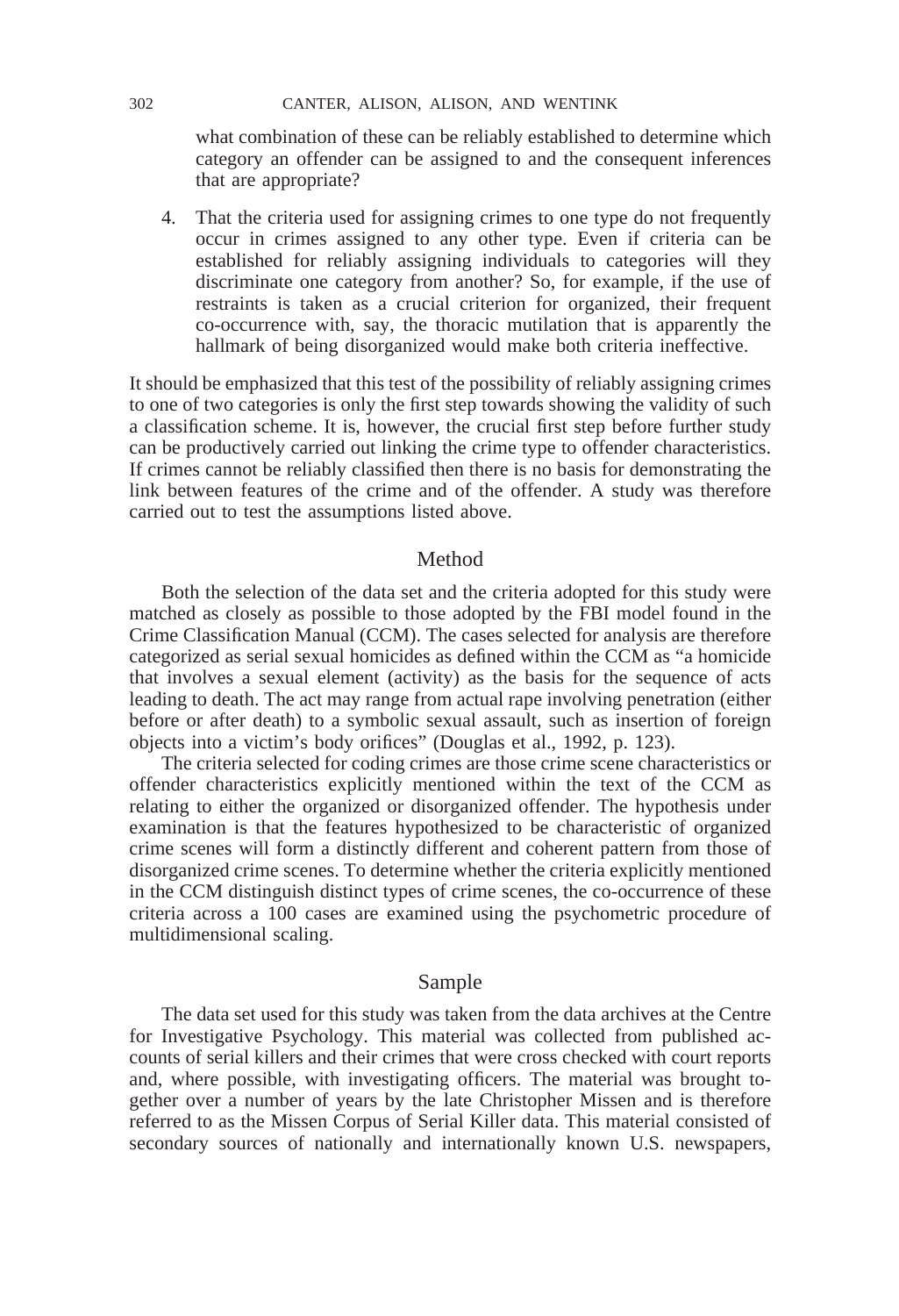what combination of these can be reliably established to determine which category an offender can be assigned to and the consequent inferences that are appropriate?

4. That the criteria used for assigning crimes to one type do not frequently occur in crimes assigned to any other type. Even if criteria can be established for reliably assigning individuals to categories will they discriminate one category from another? So, for example, if the use of restraints is taken as a crucial criterion for organized, their frequent co-occurrence with, say, the thoracic mutilation that is apparently the hallmark of being disorganized would make both criteria ineffective.

It should be emphasized that this test of the possibility of reliably assigning crimes to one of two categories is only the first step towards showing the validity of such a classification scheme. It is, however, the crucial first step before further study can be productively carried out linking the crime type to offender characteristics. If crimes cannot be reliably classified then there is no basis for demonstrating the link between features of the crime and of the offender. A study was therefore carried out to test the assumptions listed above.

## Method

Both the selection of the data set and the criteria adopted for this study were matched as closely as possible to those adopted by the FBI model found in the Crime Classification Manual (CCM). The cases selected for analysis are therefore categorized as serial sexual homicides as defined within the CCM as "a homicide that involves a sexual element (activity) as the basis for the sequence of acts leading to death. The act may range from actual rape involving penetration (either before or after death) to a symbolic sexual assault, such as insertion of foreign objects into a victim's body orifices" (Douglas et al., 1992, p. 123).

The criteria selected for coding crimes are those crime scene characteristics or offender characteristics explicitly mentioned within the text of the CCM as relating to either the organized or disorganized offender. The hypothesis under examination is that the features hypothesized to be characteristic of organized crime scenes will form a distinctly different and coherent pattern from those of disorganized crime scenes. To determine whether the criteria explicitly mentioned in the CCM distinguish distinct types of crime scenes, the co-occurrence of these criteria across a 100 cases are examined using the psychometric procedure of multidimensional scaling.

## Sample

The data set used for this study was taken from the data archives at the Centre for Investigative Psychology. This material was collected from published accounts of serial killers and their crimes that were cross checked with court reports and, where possible, with investigating officers. The material was brought together over a number of years by the late Christopher Missen and is therefore referred to as the Missen Corpus of Serial Killer data. This material consisted of secondary sources of nationally and internationally known U.S. newspapers,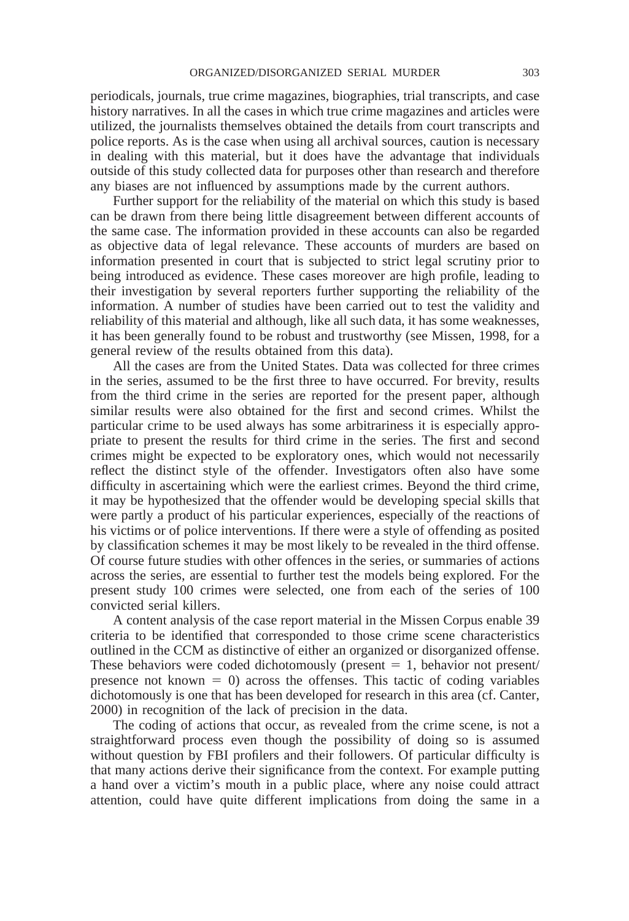periodicals, journals, true crime magazines, biographies, trial transcripts, and case history narratives. In all the cases in which true crime magazines and articles were utilized, the journalists themselves obtained the details from court transcripts and police reports. As is the case when using all archival sources, caution is necessary in dealing with this material, but it does have the advantage that individuals outside of this study collected data for purposes other than research and therefore any biases are not influenced by assumptions made by the current authors.

Further support for the reliability of the material on which this study is based can be drawn from there being little disagreement between different accounts of the same case. The information provided in these accounts can also be regarded as objective data of legal relevance. These accounts of murders are based on information presented in court that is subjected to strict legal scrutiny prior to being introduced as evidence. These cases moreover are high profile, leading to their investigation by several reporters further supporting the reliability of the information. A number of studies have been carried out to test the validity and reliability of this material and although, like all such data, it has some weaknesses, it has been generally found to be robust and trustworthy (see Missen, 1998, for a general review of the results obtained from this data).

All the cases are from the United States. Data was collected for three crimes in the series, assumed to be the first three to have occurred. For brevity, results from the third crime in the series are reported for the present paper, although similar results were also obtained for the first and second crimes. Whilst the particular crime to be used always has some arbitrariness it is especially appropriate to present the results for third crime in the series. The first and second crimes might be expected to be exploratory ones, which would not necessarily reflect the distinct style of the offender. Investigators often also have some difficulty in ascertaining which were the earliest crimes. Beyond the third crime, it may be hypothesized that the offender would be developing special skills that were partly a product of his particular experiences, especially of the reactions of his victims or of police interventions. If there were a style of offending as posited by classification schemes it may be most likely to be revealed in the third offense. Of course future studies with other offences in the series, or summaries of actions across the series, are essential to further test the models being explored. For the present study 100 crimes were selected, one from each of the series of 100 convicted serial killers.

A content analysis of the case report material in the Missen Corpus enable 39 criteria to be identified that corresponded to those crime scene characteristics outlined in the CCM as distinctive of either an organized or disorganized offense. These behaviors were coded dichotomously (present = 1, behavior not present/presence not known = 0) across the offenses. This tactic of coding variables dichotomously is one that has been developed for research in this area (cf. Canter, 2000) in recognition of the lack of precision in the data.

The coding of actions that occur, as revealed from the crime scene, is not a straightforward process even though the possibility of doing so is assumed without question by FBI profilers and their followers. Of particular difficulty is that many actions derive their significance from the context. For example putting a hand over a victim's mouth in a public place, where any noise could attract attention, could have quite different implications from doing the same in a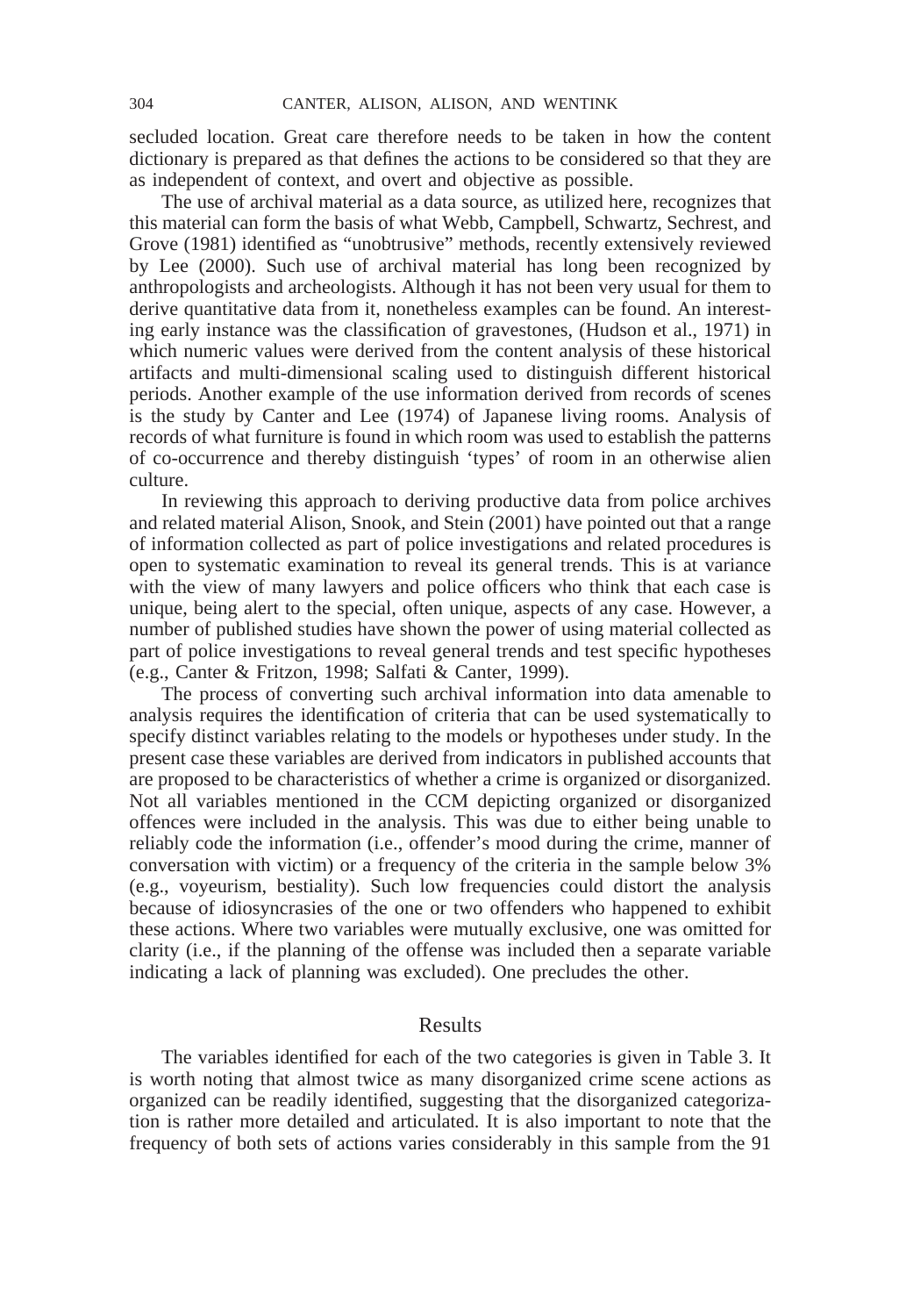secluded location. Great care therefore needs to be taken in how the content dictionary is prepared as that defines the actions to be considered so that they are as independent of context, and overt and objective as possible.

The use of archival material as a data source, as utilized here, recognizes that this material can form the basis of what Webb, Campbell, Schwartz, Sechrest, and Grove (1981) identified as "unobtrusive" methods, recently extensively reviewed by Lee (2000). Such use of archival material has long been recognized by anthropologists and archeologists. Although it has not been very usual for them to derive quantitative data from it, nonetheless examples can be found. An interesting early instance was the classification of gravestones, (Hudson et al., 1971) in which numeric values were derived from the content analysis of these historical artifacts and multi-dimensional scaling used to distinguish different historical periods. Another example of the use information derived from records of scenes is the study by Canter and Lee (1974) of Japanese living rooms. Analysis of records of what furniture is found in which room was used to establish the patterns of co-occurrence and thereby distinguish 'types' of room in an otherwise alien culture.

In reviewing this approach to deriving productive data from police archives and related material Alison, Snook, and Stein (2001) have pointed out that a range of information collected as part of police investigations and related procedures is open to systematic examination to reveal its general trends. This is at variance with the view of many lawyers and police officers who think that each case is unique, being alert to the special, often unique, aspects of any case. However, a number of published studies have shown the power of using material collected as part of police investigations to reveal general trends and test specific hypotheses (e.g., Canter & Fritzon, 1998; Salfati & Canter, 1999).

The process of converting such archival information into data amenable to analysis requires the identification of criteria that can be used systematically to specify distinct variables relating to the models or hypotheses under study. In the present case these variables are derived from indicators in published accounts that are proposed to be characteristics of whether a crime is organized or disorganized. Not all variables mentioned in the CCM depicting organized or disorganized offences were included in the analysis. This was due to either being unable to reliably code the information (i.e., offender's mood during the crime, manner of conversation with victim) or a frequency of the criteria in the sample below 3% (e.g., voyeurism, bestiality). Such low frequencies could distort the analysis because of idiosyncrasies of the one or two offenders who happened to exhibit these actions. Where two variables were mutually exclusive, one was omitted for clarity (i.e., if the planning of the offense was included then a separate variable indicating a lack of planning was excluded). One precludes the other.

## Results

The variables identified for each of the two categories is given in Table 3. It is worth noting that almost twice as many disorganized crime scene actions as organized can be readily identified, suggesting that the disorganized categorization is rather more detailed and articulated. It is also important to note that the frequency of both sets of actions varies considerably in this sample from the 91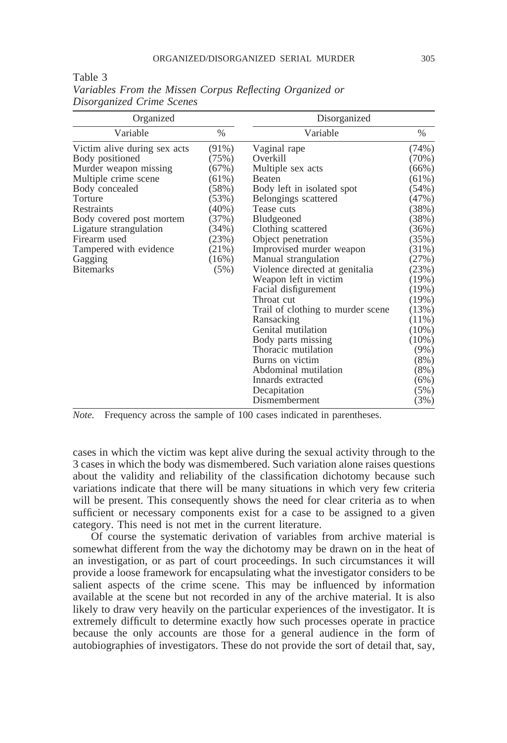Table 3
*Variables From the Missen Corpus Reflecting Organized or Disorganized Crime Scenes*

| Organized | | Disorganized | |
|---|---|---|---|
| Variable | % | Variable | % |
| Victim alive during sex acts | (91%) | Vaginal rape | (74%) |
| Body positioned | (75%) | Overkill | (70%) |
| Murder weapon missing | (67%) | Multiple sex acts | (66%) |
| Multiple crime scene | (61%) | Beaten | (61%) |
| Body concealed | (58%) | Body left in isolated spot | (54%) |
| Torture | (53%) | Belongings scattered | (47%) |
| Restraints | (40%) | Tease cuts | (38%) |
| Body covered post mortem | (37%) | Bludgeoned | (38%) |
| Ligature strangulation | (34%) | Clothing scattered | (36%) |
| Firearm used | (23%) | Object penetration | (35%) |
| Tampered with evidence | (21%) | Improvised murder weapon | (31%) |
| Gagging | (16%) | Manual strangulation | (27%) |
| Bitemarks | (5%) | Violence directed at genitalia | (23%) |
| | | Weapon left in victim | (19%) |
| | | Facial disfigurement | (19%) |
| | | Throat cut | (19%) |
| | | Trail of clothing to murder scene | (13%) |
| | | Ransacking | (11%) |
| | | Genital mutilation | (10%) |
| | | Body parts missing | (10%) |
| | | Thoracic mutilation | (9%) |
| | | Burns on victim | (8%) |
| | | Abdominal mutilation | (8%) |
| | | Innards extracted | (6%) |
| | | Decapitation | (5%) |
| | | Dismemberment | (3%) |

*Note.* Frequency across the sample of 100 cases indicated in parentheses.

cases in which the victim was kept alive during the sexual activity through to the 3 cases in which the body was dismembered. Such variation alone raises questions about the validity and reliability of the classification dichotomy because such variations indicate that there will be many situations in which very few criteria will be present. This consequently shows the need for clear criteria as to when sufficient or necessary components exist for a case to be assigned to a given category. This need is not met in the current literature.

Of course the systematic derivation of variables from archive material is somewhat different from the way the dichotomy may be drawn on in the heat of an investigation, or as part of court proceedings. In such circumstances it will provide a loose framework for encapsulating what the investigator considers to be salient aspects of the crime scene. This may be influenced by information available at the scene but not recorded in any of the archive material. It is also likely to draw very heavily on the particular experiences of the investigator. It is extremely difficult to determine exactly how such processes operate in practice because the only accounts are those for a general audience in the form of autobiographies of investigators. These do not provide the sort of detail that, say,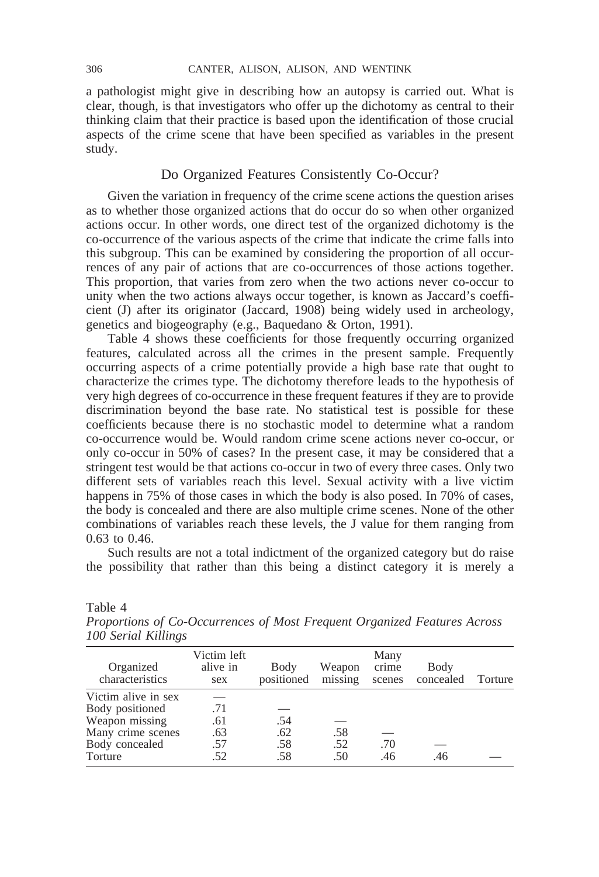a pathologist might give in describing how an autopsy is carried out. What is clear, though, is that investigators who offer up the dichotomy as central to their thinking claim that their practice is based upon the identification of those crucial aspects of the crime scene that have been specified as variables in the present study.

## Do Organized Features Consistently Co-Occur?

Given the variation in frequency of the crime scene actions the question arises as to whether those organized actions that do occur do so when other organized actions occur. In other words, one direct test of the organized dichotomy is the co-occurrence of the various aspects of the crime that indicate the crime falls into this subgroup. This can be examined by considering the proportion of all occurrences of any pair of actions that are co-occurrences of those actions together. This proportion, that varies from zero when the two actions never co-occur to unity when the two actions always occur together, is known as Jaccard's coefficient (J) after its originator (Jaccard, 1908) being widely used in archeology, genetics and biogeography (e.g., Baquedano & Orton, 1991).

Table 4 shows these coefficients for those frequently occurring organized features, calculated across all the crimes in the present sample. Frequently occurring aspects of a crime potentially provide a high base rate that ought to characterize the crimes type. The dichotomy therefore leads to the hypothesis of very high degrees of co-occurrence in these frequent features if they are to provide discrimination beyond the base rate. No statistical test is possible for these coefficients because there is no stochastic model to determine what a random co-occurrence would be. Would random crime scene actions never co-occur, or only co-occur in 50% of cases? In the present case, it may be considered that a stringent test would be that actions co-occur in two of every three cases. Only two different sets of variables reach this level. Sexual activity with a live victim happens in 75% of those cases in which the body is also posed. In 70% of cases, the body is concealed and there are also multiple crime scenes. None of the other combinations of variables reach these levels, the J value for them ranging from 0.63 to 0.46.

Such results are not a total indictment of the organized category but do raise the possibility that rather than this being a distinct category it is merely a

Table 4
*Proportions of Co-Occurrences of Most Frequent Organized Features Across 100 Serial Killings*

| Organized characteristics | Victim left alive in sex | Body positioned | Weapon missing | Many crime scenes | Body concealed | Torture |
|---|---|---|---|---|---|---|
| Victim alive in sex | — | | | | | |
| Body positioned | .71 | — | | | | |
| Weapon missing | .61 | .54 | — | | | |
| Many crime scenes | .63 | .62 | .58 | — | | |
| Body concealed | .57 | .58 | .52 | .70 | — | |
| Torture | .52 | .58 | .50 | .46 | .46 | — |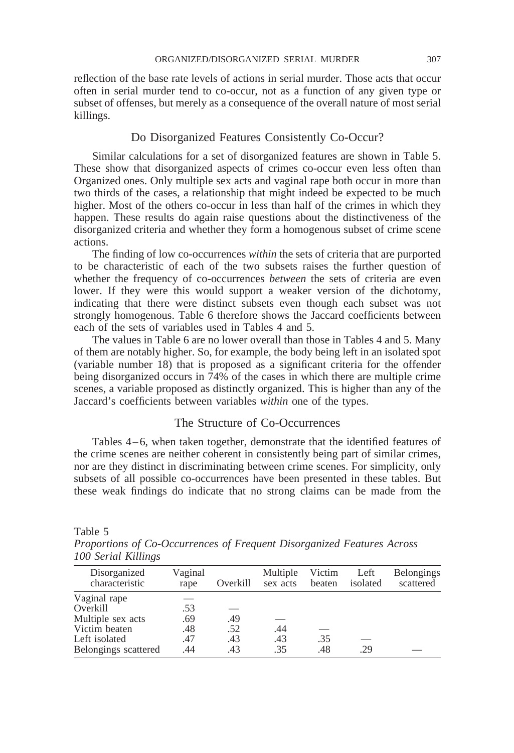reflection of the base rate levels of actions in serial murder. Those acts that occur often in serial murder tend to co-occur, not as a function of any given type or subset of offenses, but merely as a consequence of the overall nature of most serial killings.

## Do Disorganized Features Consistently Co-Occur?

Similar calculations for a set of disorganized features are shown in Table 5. These show that disorganized aspects of crimes co-occur even less often than Organized ones. Only multiple sex acts and vaginal rape both occur in more than two thirds of the cases, a relationship that might indeed be expected to be much higher. Most of the others co-occur in less than half of the crimes in which they happen. These results do again raise questions about the distinctiveness of the disorganized criteria and whether they form a homogenous subset of crime scene actions.

The finding of low co-occurrences *within* the sets of criteria that are purported to be characteristic of each of the two subsets raises the further question of whether the frequency of co-occurrences *between* the sets of criteria are even lower. If they were this would support a weaker version of the dichotomy, indicating that there were distinct subsets even though each subset was not strongly homogenous. Table 6 therefore shows the Jaccard coefficients between each of the sets of variables used in Tables 4 and 5.

The values in Table 6 are no lower overall than those in Tables 4 and 5. Many of them are notably higher. So, for example, the body being left in an isolated spot (variable number 18) that is proposed as a significant criteria for the offender being disorganized occurs in 74% of the cases in which there are multiple crime scenes, a variable proposed as distinctly organized. This is higher than any of the Jaccard's coefficients between variables *within* one of the types.

## The Structure of Co-Occurrences

Tables 4–6, when taken together, demonstrate that the identified features of the crime scenes are neither coherent in consistently being part of similar crimes, nor are they distinct in discriminating between crime scenes. For simplicity, only subsets of all possible co-occurrences have been presented in these tables. But these weak findings do indicate that no strong claims can be made from the

Table 5
*Proportions of Co-Occurrences of Frequent Disorganized Features Across 100 Serial Killings*

| Disorganized characteristic | Vaginal rape | Overkill | Multiple sex acts | Victim beaten | Left isolated | Belongings scattered |
|---|---|---|---|---|---|---|
| Vaginal rape | — | | | | | |
| Overkill | .53 | — | | | | |
| Multiple sex acts | .69 | .49 | — | | | |
| Victim beaten | .48 | .52 | .44 | — | | |
| Left isolated | .47 | .43 | .43 | .35 | — | |
| Belongings scattered | .44 | .43 | .35 | .48 | .29 | — |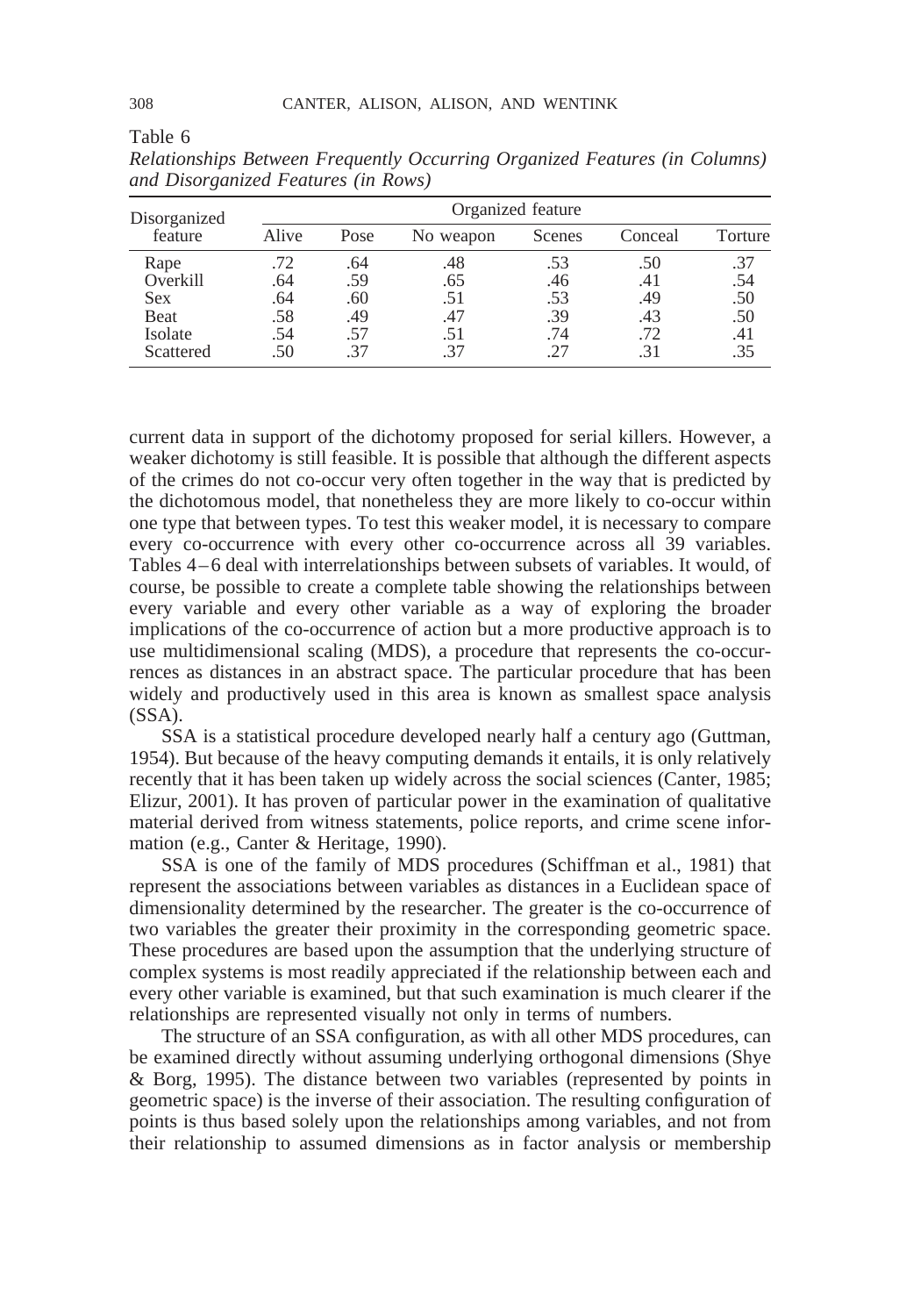Table 6
*Relationships Between Frequently Occurring Organized Features (in Columns) and Disorganized Features (in Rows)*

| Disorganized feature | Organized feature | | | | | |
|---|---|---|---|---|---|---|
| | Alive | Pose | No weapon | Scenes | Conceal | Torture |
| Rape | .72 | .64 | .48 | .53 | .50 | .37 |
| Overkill | .64 | .59 | .65 | .46 | .41 | .54 |
| Sex | .64 | .60 | .51 | .53 | .49 | .50 |
| Beat | .58 | .49 | .47 | .39 | .43 | .50 |
| Isolate | .54 | .57 | .51 | .74 | .72 | .41 |
| Scattered | .50 | .37 | .37 | .27 | .31 | .35 |

current data in support of the dichotomy proposed for serial killers. However, a weaker dichotomy is still feasible. It is possible that although the different aspects of the crimes do not co-occur very often together in the way that is predicted by the dichotomous model, that nonetheless they are more likely to co-occur within one type that between types. To test this weaker model, it is necessary to compare every co-occurrence with every other co-occurrence across all 39 variables. Tables 4–6 deal with interrelationships between subsets of variables. It would, of course, be possible to create a complete table showing the relationships between every variable and every other variable as a way of exploring the broader implications of the co-occurrence of action but a more productive approach is to use multidimensional scaling (MDS), a procedure that represents the co-occurrences as distances in an abstract space. The particular procedure that has been widely and productively used in this area is known as smallest space analysis (SSA).

SSA is a statistical procedure developed nearly half a century ago (Guttman, 1954). But because of the heavy computing demands it entails, it is only relatively recently that it has been taken up widely across the social sciences (Canter, 1985; Elizur, 2001). It has proven of particular power in the examination of qualitative material derived from witness statements, police reports, and crime scene information (e.g., Canter & Heritage, 1990).

SSA is one of the family of MDS procedures (Schiffman et al., 1981) that represent the associations between variables as distances in a Euclidean space of dimensionality determined by the researcher. The greater is the co-occurrence of two variables the greater their proximity in the corresponding geometric space. These procedures are based upon the assumption that the underlying structure of complex systems is most readily appreciated if the relationship between each and every other variable is examined, but that such examination is much clearer if the relationships are represented visually not only in terms of numbers.

The structure of an SSA configuration, as with all other MDS procedures, can be examined directly without assuming underlying orthogonal dimensions (Shye & Borg, 1995). The distance between two variables (represented by points in geometric space) is the inverse of their association. The resulting configuration of points is thus based solely upon the relationships among variables, and not from their relationship to assumed dimensions as in factor analysis or membership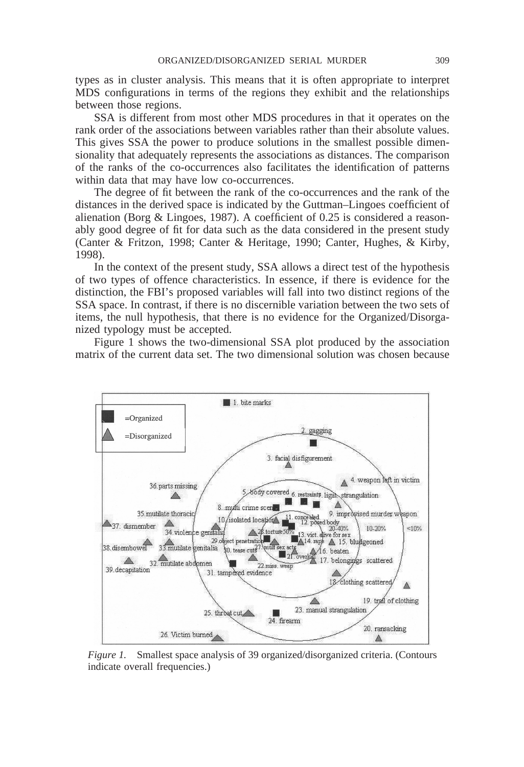types as in cluster analysis. This means that it is often appropriate to interpret MDS configurations in terms of the regions they exhibit and the relationships between those regions.

SSA is different from most other MDS procedures in that it operates on the rank order of the associations between variables rather than their absolute values. This gives SSA the power to produce solutions in the smallest possible dimensionality that adequately represents the associations as distances. The comparison of the ranks of the co-occurrences also facilitates the identification of patterns within data that may have low co-occurrences.

The degree of fit between the rank of the co-occurrences and the rank of the distances in the derived space is indicated by the Guttman–Lingoes coefficient of alienation (Borg & Lingoes, 1987). A coefficient of 0.25 is considered a reasonably good degree of fit for data such as the data considered in the present study (Canter & Fritzon, 1998; Canter & Heritage, 1990; Canter, Hughes, & Kirby, 1998).

In the context of the present study, SSA allows a direct test of the hypothesis of two types of offence characteristics. In essence, if there is evidence for the distinction, the FBI's proposed variables will fall into two distinct regions of the SSA space. In contrast, if there is no discernible variation between the two sets of items, the null hypothesis, that there is no evidence for the Organized/Disorganized typology must be accepted.

Figure 1 shows the two-dimensional SSA plot produced by the association matrix of the current data set. The two dimensional solution was chosen because

*Figure 1.* Smallest space analysis of 39 organized/disorganized criteria. (Contours indicate overall frequencies.)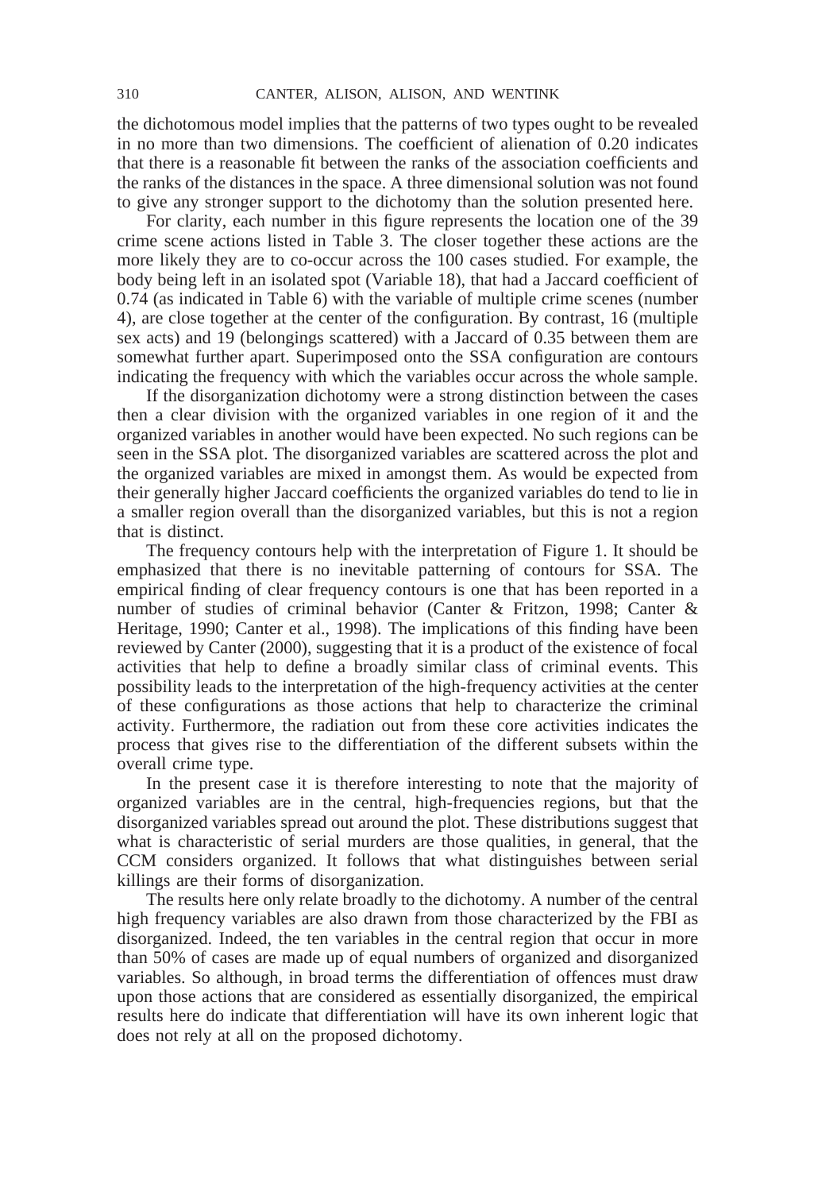the dichotomous model implies that the patterns of two types ought to be revealed in no more than two dimensions. The coefficient of alienation of 0.20 indicates that there is a reasonable fit between the ranks of the association coefficients and the ranks of the distances in the space. A three dimensional solution was not found to give any stronger support to the dichotomy than the solution presented here.

For clarity, each number in this figure represents the location one of the 39 crime scene actions listed in Table 3. The closer together these actions are the more likely they are to co-occur across the 100 cases studied. For example, the body being left in an isolated spot (Variable 18), that had a Jaccard coefficient of 0.74 (as indicated in Table 6) with the variable of multiple crime scenes (number 4), are close together at the center of the configuration. By contrast, 16 (multiple sex acts) and 19 (belongings scattered) with a Jaccard of 0.35 between them are somewhat further apart. Superimposed onto the SSA configuration are contours indicating the frequency with which the variables occur across the whole sample.

If the disorganization dichotomy were a strong distinction between the cases then a clear division with the organized variables in one region of it and the organized variables in another would have been expected. No such regions can be seen in the SSA plot. The disorganized variables are scattered across the plot and the organized variables are mixed in amongst them. As would be expected from their generally higher Jaccard coefficients the organized variables do tend to lie in a smaller region overall than the disorganized variables, but this is not a region that is distinct.

The frequency contours help with the interpretation of Figure 1. It should be emphasized that there is no inevitable patterning of contours for SSA. The empirical finding of clear frequency contours is one that has been reported in a number of studies of criminal behavior (Canter & Fritzon, 1998; Canter & Heritage, 1990; Canter et al., 1998). The implications of this finding have been reviewed by Canter (2000), suggesting that it is a product of the existence of focal activities that help to define a broadly similar class of criminal events. This possibility leads to the interpretation of the high-frequency activities at the center of these configurations as those actions that help to characterize the criminal activity. Furthermore, the radiation out from these core activities indicates the process that gives rise to the differentiation of the different subsets within the overall crime type.

In the present case it is therefore interesting to note that the majority of organized variables are in the central, high-frequencies regions, but that the disorganized variables spread out around the plot. These distributions suggest that what is characteristic of serial murders are those qualities, in general, that the CCM considers organized. It follows that what distinguishes between serial killings are their forms of disorganization.

The results here only relate broadly to the dichotomy. A number of the central high frequency variables are also drawn from those characterized by the FBI as disorganized. Indeed, the ten variables in the central region that occur in more than 50% of cases are made up of equal numbers of organized and disorganized variables. So although, in broad terms the differentiation of offences must draw upon those actions that are considered as essentially disorganized, the empirical results here do indicate that differentiation will have its own inherent logic that does not rely at all on the proposed dichotomy.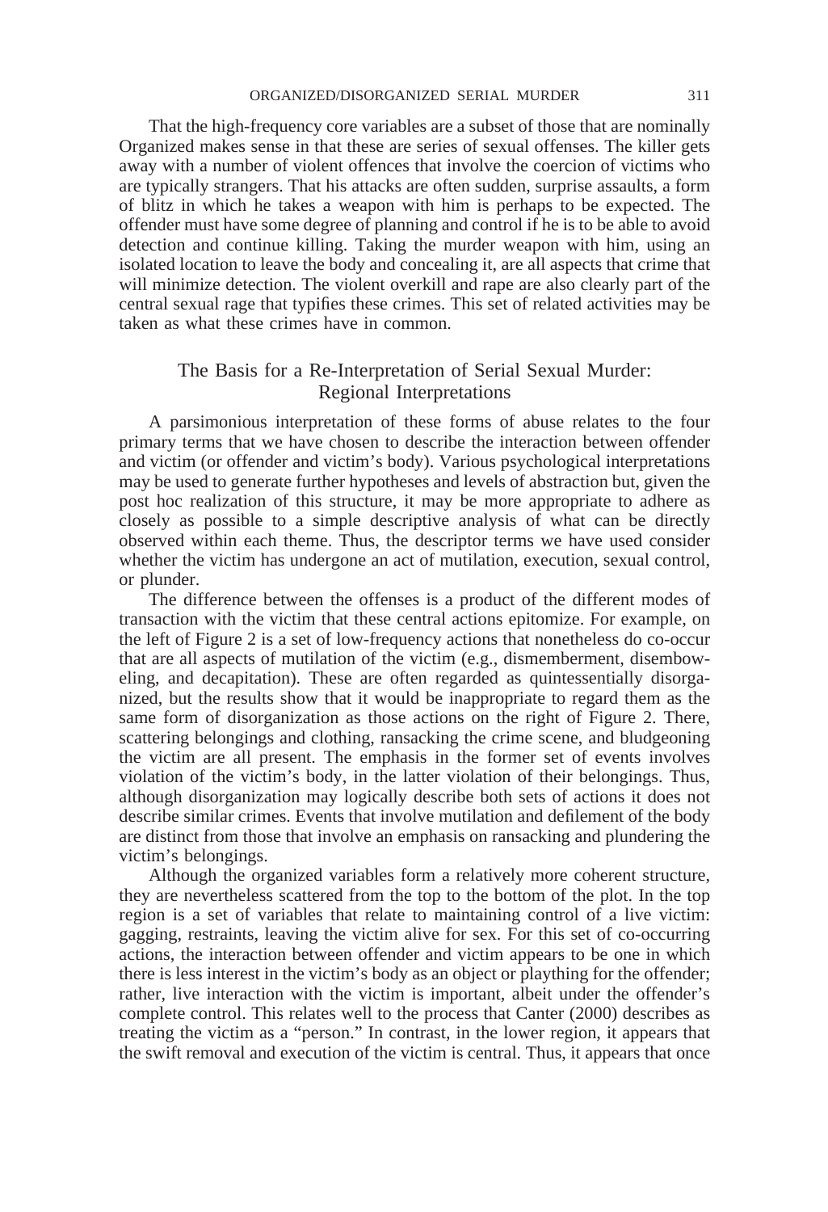That the high-frequency core variables are a subset of those that are nominally Organized makes sense in that these are series of sexual offenses. The killer gets away with a number of violent offences that involve the coercion of victims who are typically strangers. That his attacks are often sudden, surprise assaults, a form of blitz in which he takes a weapon with him is perhaps to be expected. The offender must have some degree of planning and control if he is to be able to avoid detection and continue killing. Taking the murder weapon with him, using an isolated location to leave the body and concealing it, are all aspects that crime that will minimize detection. The violent overkill and rape are also clearly part of the central sexual rage that typifies these crimes. This set of related activities may be taken as what these crimes have in common.

## The Basis for a Re-Interpretation of Serial Sexual Murder: Regional Interpretations

A parsimonious interpretation of these forms of abuse relates to the four primary terms that we have chosen to describe the interaction between offender and victim (or offender and victim's body). Various psychological interpretations may be used to generate further hypotheses and levels of abstraction but, given the post hoc realization of this structure, it may be more appropriate to adhere as closely as possible to a simple descriptive analysis of what can be directly observed within each theme. Thus, the descriptor terms we have used consider whether the victim has undergone an act of mutilation, execution, sexual control, or plunder.

The difference between the offenses is a product of the different modes of transaction with the victim that these central actions epitomize. For example, on the left of Figure 2 is a set of low-frequency actions that nonetheless do co-occur that are all aspects of mutilation of the victim (e.g., dismemberment, disemboweling, and decapitation). These are often regarded as quintessentially disorganized, but the results show that it would be inappropriate to regard them as the same form of disorganization as those actions on the right of Figure 2. There, scattering belongings and clothing, ransacking the crime scene, and bludgeoning the victim are all present. The emphasis in the former set of events involves violation of the victim's body, in the latter violation of their belongings. Thus, although disorganization may logically describe both sets of actions it does not describe similar crimes. Events that involve mutilation and defilement of the body are distinct from those that involve an emphasis on ransacking and plundering the victim's belongings.

Although the organized variables form a relatively more coherent structure, they are nevertheless scattered from the top to the bottom of the plot. In the top region is a set of variables that relate to maintaining control of a live victim: gagging, restraints, leaving the victim alive for sex. For this set of co-occurring actions, the interaction between offender and victim appears to be one in which there is less interest in the victim's body as an object or plaything for the offender; rather, live interaction with the victim is important, albeit under the offender's complete control. This relates well to the process that Canter (2000) describes as treating the victim as a "person." In contrast, in the lower region, it appears that the swift removal and execution of the victim is central. Thus, it appears that once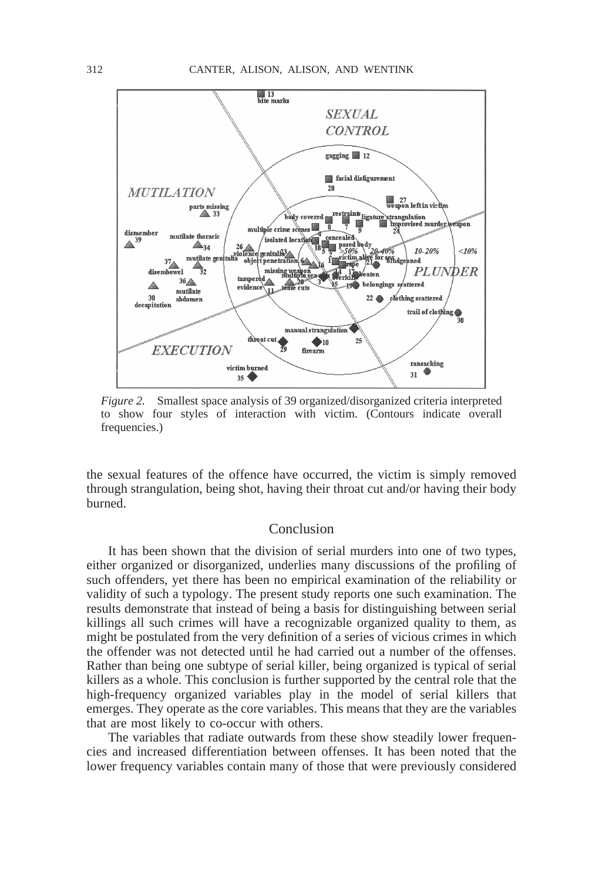*Figure 2.* Smallest space analysis of 39 organized/disorganized criteria interpreted to show four styles of interaction with victim. (Contours indicate overall frequencies.)

the sexual features of the offence have occurred, the victim is simply removed through strangulation, being shot, having their throat cut and/or having their body burned.

## Conclusion

It has been shown that the division of serial murders into one of two types, either organized or disorganized, underlies many discussions of the profiling of such offenders, yet there has been no empirical examination of the reliability or validity of such a typology. The present study reports one such examination. The results demonstrate that instead of being a basis for distinguishing between serial killings all such crimes will have a recognizable organized quality to them, as might be postulated from the very definition of a series of vicious crimes in which the offender was not detected until he had carried out a number of the offenses. Rather than being one subtype of serial killer, being organized is typical of serial killers as a whole. This conclusion is further supported by the central role that the high-frequency organized variables play in the model of serial killers that emerges. They operate as the core variables. This means that they are the variables that are most likely to co-occur with others.

The variables that radiate outwards from these show steadily lower frequencies and increased differentiation between offenses. It has been noted that the lower frequency variables contain many of those that were previously considered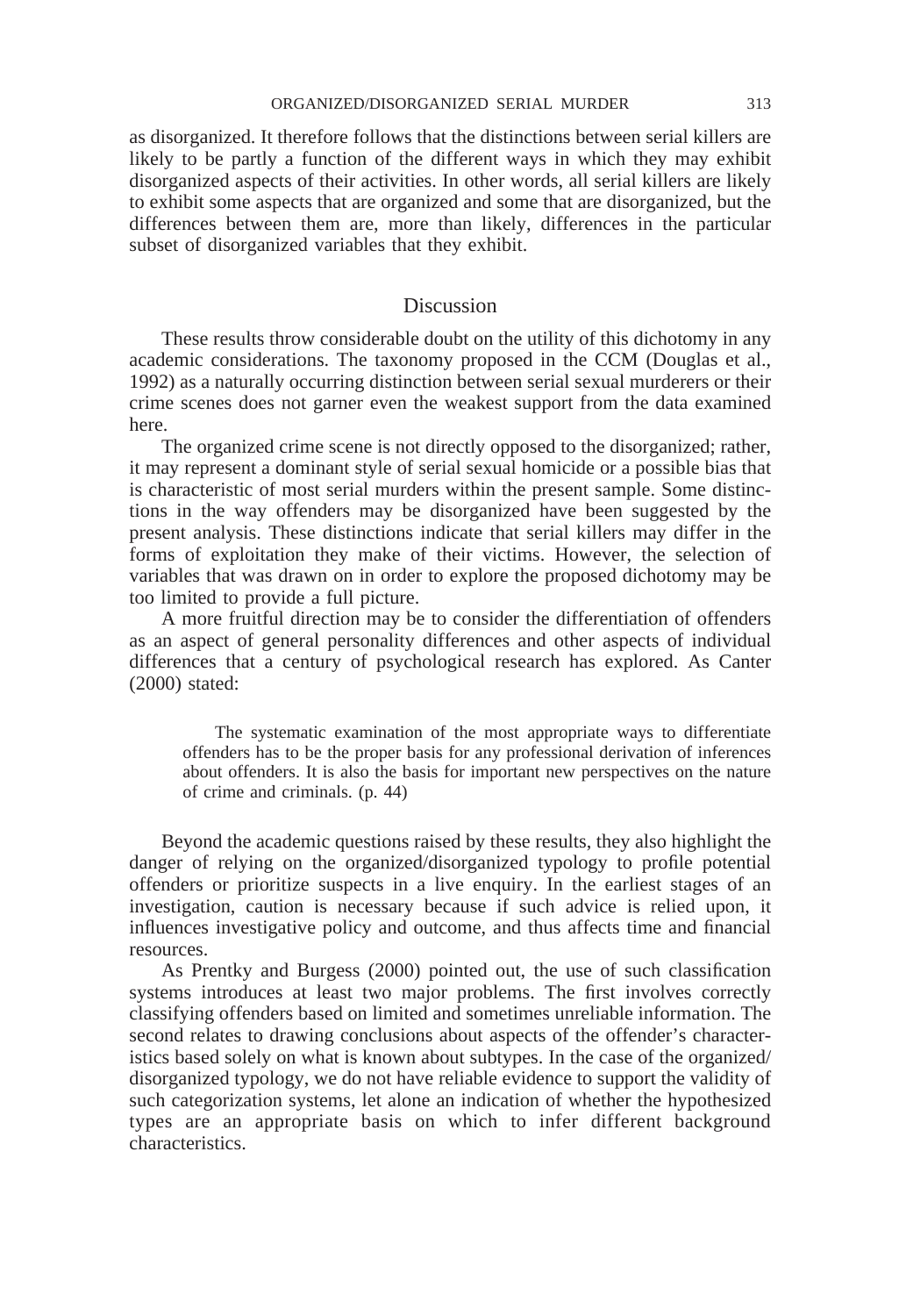as disorganized. It therefore follows that the distinctions between serial killers are likely to be partly a function of the different ways in which they may exhibit disorganized aspects of their activities. In other words, all serial killers are likely to exhibit some aspects that are organized and some that are disorganized, but the differences between them are, more than likely, differences in the particular subset of disorganized variables that they exhibit.

## Discussion

These results throw considerable doubt on the utility of this dichotomy in any academic considerations. The taxonomy proposed in the CCM (Douglas et al., 1992) as a naturally occurring distinction between serial sexual murderers or their crime scenes does not garner even the weakest support from the data examined here.

The organized crime scene is not directly opposed to the disorganized; rather, it may represent a dominant style of serial sexual homicide or a possible bias that is characteristic of most serial murders within the present sample. Some distinctions in the way offenders may be disorganized have been suggested by the present analysis. These distinctions indicate that serial killers may differ in the forms of exploitation they make of their victims. However, the selection of variables that was drawn on in order to explore the proposed dichotomy may be too limited to provide a full picture.

A more fruitful direction may be to consider the differentiation of offenders as an aspect of general personality differences and other aspects of individual differences that a century of psychological research has explored. As Canter (2000) stated:

> The systematic examination of the most appropriate ways to differentiate offenders has to be the proper basis for any professional derivation of inferences about offenders. It is also the basis for important new perspectives on the nature of crime and criminals. (p. 44)

Beyond the academic questions raised by these results, they also highlight the danger of relying on the organized/disorganized typology to profile potential offenders or prioritize suspects in a live enquiry. In the earliest stages of an investigation, caution is necessary because if such advice is relied upon, it influences investigative policy and outcome, and thus affects time and financial resources.

As Prentky and Burgess (2000) pointed out, the use of such classification systems introduces at least two major problems. The first involves correctly classifying offenders based on limited and sometimes unreliable information. The second relates to drawing conclusions about aspects of the offender's characteristics based solely on what is known about subtypes. In the case of the organized/disorganized typology, we do not have reliable evidence to support the validity of such categorization systems, let alone an indication of whether the hypothesized types are an appropriate basis on which to infer different background characteristics.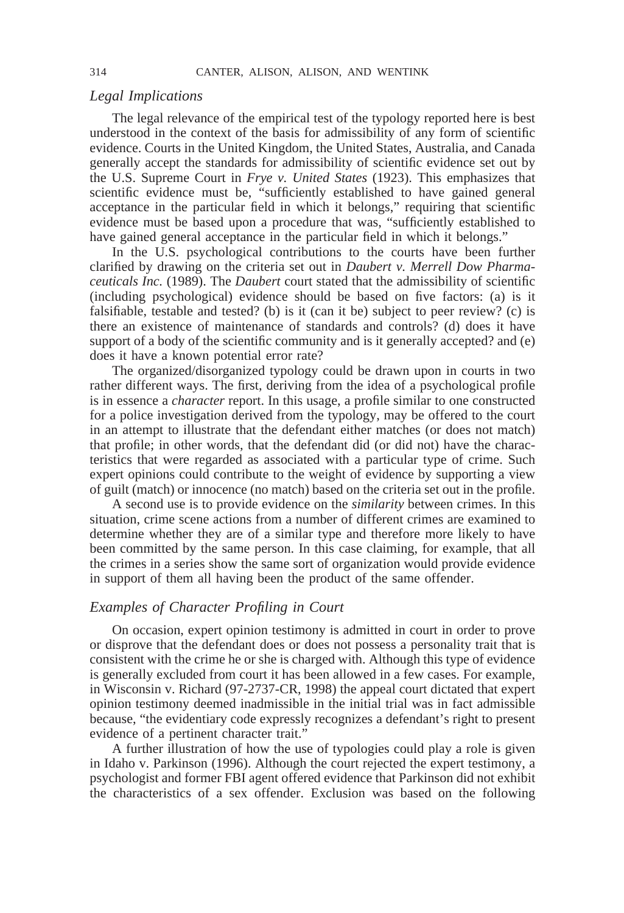### *Legal Implications*

The legal relevance of the empirical test of the typology reported here is best understood in the context of the basis for admissibility of any form of scientific evidence. Courts in the United Kingdom, the United States, Australia, and Canada generally accept the standards for admissibility of scientific evidence set out by the U.S. Supreme Court in *Frye v. United States* (1923). This emphasizes that scientific evidence must be, "sufficiently established to have gained general acceptance in the particular field in which it belongs," requiring that scientific evidence must be based upon a procedure that was, "sufficiently established to have gained general acceptance in the particular field in which it belongs."

In the U.S. psychological contributions to the courts have been further clarified by drawing on the criteria set out in *Daubert v. Merrell Dow Pharmaceuticals Inc.* (1989). The *Daubert* court stated that the admissibility of scientific (including psychological) evidence should be based on five factors: (a) is it falsifiable, testable and tested? (b) is it (can it be) subject to peer review? (c) is there an existence of maintenance of standards and controls? (d) does it have support of a body of the scientific community and is it generally accepted? and (e) does it have a known potential error rate?

The organized/disorganized typology could be drawn upon in courts in two rather different ways. The first, deriving from the idea of a psychological profile is in essence a *character* report. In this usage, a profile similar to one constructed for a police investigation derived from the typology, may be offered to the court in an attempt to illustrate that the defendant either matches (or does not match) that profile; in other words, that the defendant did (or did not) have the characteristics that were regarded as associated with a particular type of crime. Such expert opinions could contribute to the weight of evidence by supporting a view of guilt (match) or innocence (no match) based on the criteria set out in the profile.

A second use is to provide evidence on the *similarity* between crimes. In this situation, crime scene actions from a number of different crimes are examined to determine whether they are of a similar type and therefore more likely to have been committed by the same person. In this case claiming, for example, that all the crimes in a series show the same sort of organization would provide evidence in support of them all having been the product of the same offender.

### *Examples of Character Profiling in Court*

On occasion, expert opinion testimony is admitted in court in order to prove or disprove that the defendant does or does not possess a personality trait that is consistent with the crime he or she is charged with. Although this type of evidence is generally excluded from court it has been allowed in a few cases. For example, in Wisconsin v. Richard (97-2737-CR, 1998) the appeal court dictated that expert opinion testimony deemed inadmissible in the initial trial was in fact admissible because, "the evidentiary code expressly recognizes a defendant's right to present evidence of a pertinent character trait."

A further illustration of how the use of typologies could play a role is given in Idaho v. Parkinson (1996). Although the court rejected the expert testimony, a psychologist and former FBI agent offered evidence that Parkinson did not exhibit the characteristics of a sex offender. Exclusion was based on the following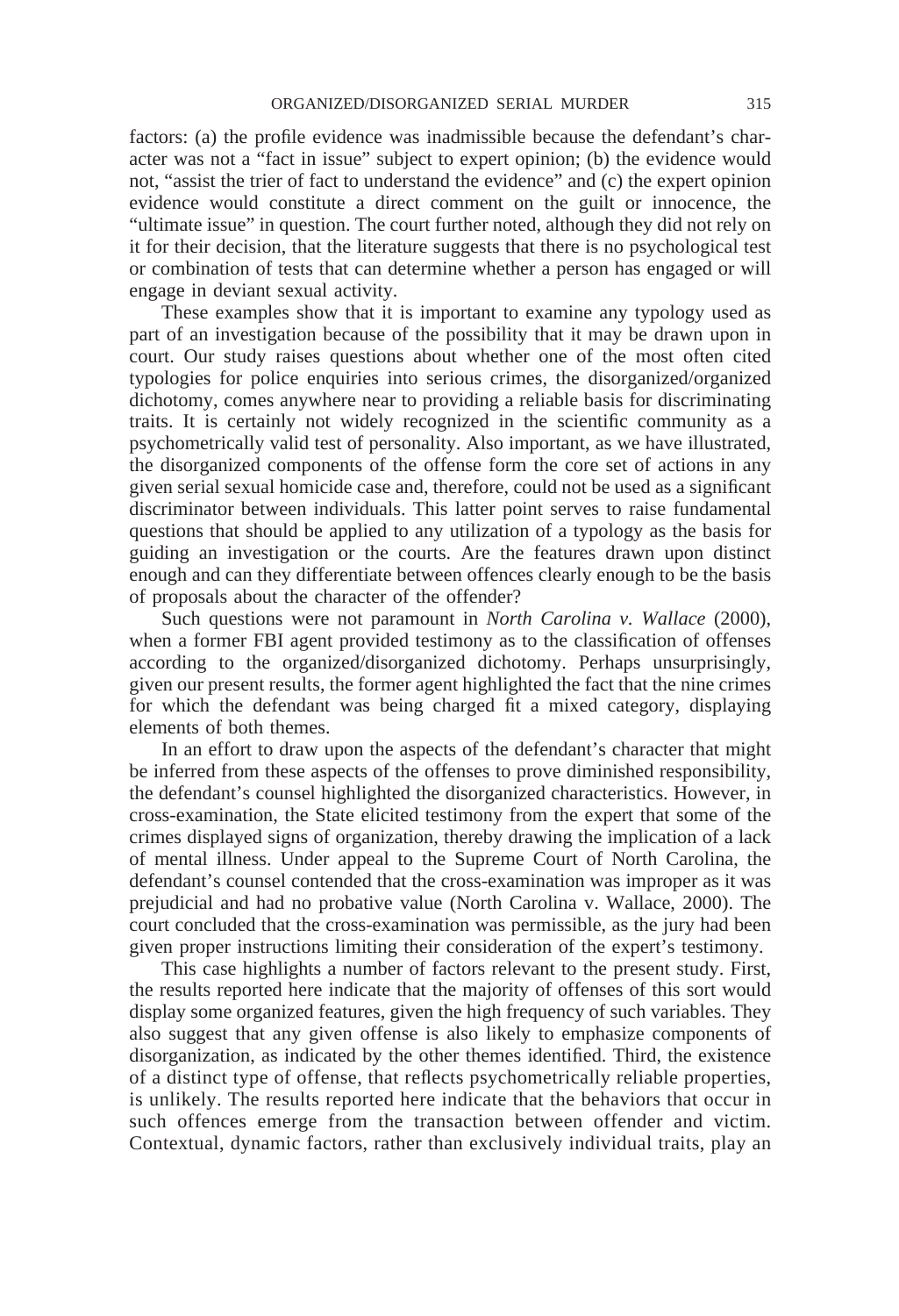factors: (a) the profile evidence was inadmissible because the defendant's character was not a "fact in issue" subject to expert opinion; (b) the evidence would not, "assist the trier of fact to understand the evidence" and (c) the expert opinion evidence would constitute a direct comment on the guilt or innocence, the "ultimate issue" in question. The court further noted, although they did not rely on it for their decision, that the literature suggests that there is no psychological test or combination of tests that can determine whether a person has engaged or will engage in deviant sexual activity.

These examples show that it is important to examine any typology used as part of an investigation because of the possibility that it may be drawn upon in court. Our study raises questions about whether one of the most often cited typologies for police enquiries into serious crimes, the disorganized/organized dichotomy, comes anywhere near to providing a reliable basis for discriminating traits. It is certainly not widely recognized in the scientific community as a psychometrically valid test of personality. Also important, as we have illustrated, the disorganized components of the offense form the core set of actions in any given serial sexual homicide case and, therefore, could not be used as a significant discriminator between individuals. This latter point serves to raise fundamental questions that should be applied to any utilization of a typology as the basis for guiding an investigation or the courts. Are the features drawn upon distinct enough and can they differentiate between offences clearly enough to be the basis of proposals about the character of the offender?

Such questions were not paramount in *North Carolina v. Wallace* (2000), when a former FBI agent provided testimony as to the classification of offenses according to the organized/disorganized dichotomy. Perhaps unsurprisingly, given our present results, the former agent highlighted the fact that the nine crimes for which the defendant was being charged fit a mixed category, displaying elements of both themes.

In an effort to draw upon the aspects of the defendant's character that might be inferred from these aspects of the offenses to prove diminished responsibility, the defendant's counsel highlighted the disorganized characteristics. However, in cross-examination, the State elicited testimony from the expert that some of the crimes displayed signs of organization, thereby drawing the implication of a lack of mental illness. Under appeal to the Supreme Court of North Carolina, the defendant's counsel contended that the cross-examination was improper as it was prejudicial and had no probative value (North Carolina v. Wallace, 2000). The court concluded that the cross-examination was permissible, as the jury had been given proper instructions limiting their consideration of the expert's testimony.

This case highlights a number of factors relevant to the present study. First, the results reported here indicate that the majority of offenses of this sort would display some organized features, given the high frequency of such variables. They also suggest that any given offense is also likely to emphasize components of disorganization, as indicated by the other themes identified. Third, the existence of a distinct type of offense, that reflects psychometrically reliable properties, is unlikely. The results reported here indicate that the behaviors that occur in such offences emerge from the transaction between offender and victim. Contextual, dynamic factors, rather than exclusively individual traits, play an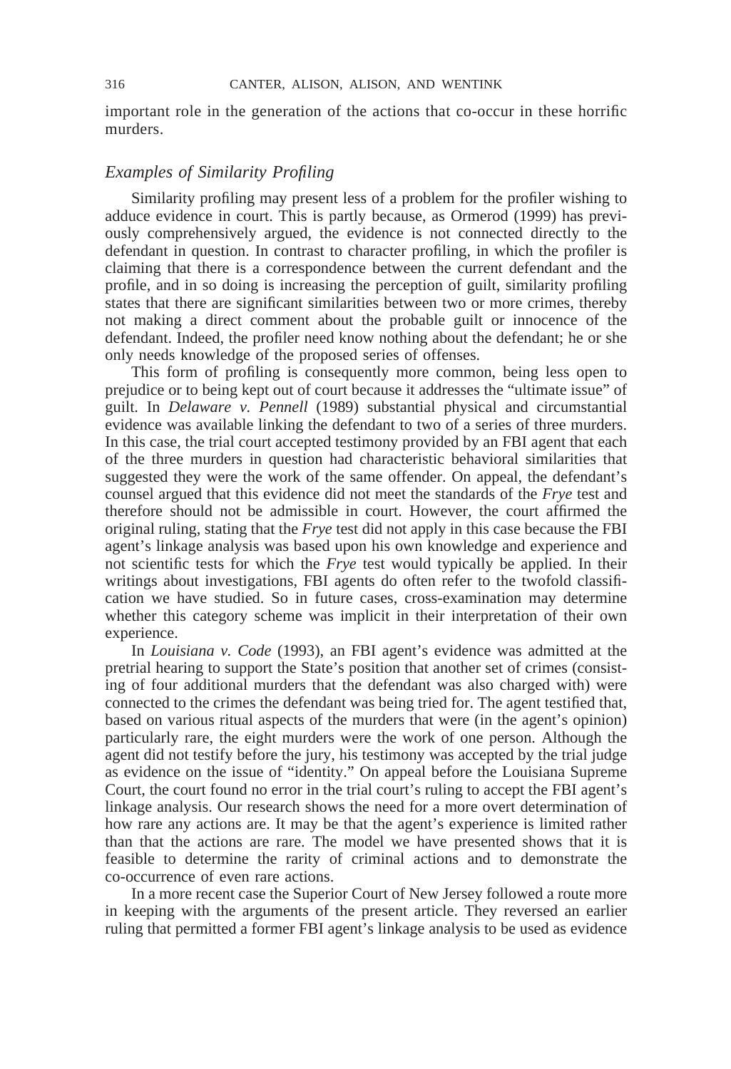important role in the generation of the actions that co-occur in these horrific murders.

### *Examples of Similarity Profiling*

Similarity profiling may present less of a problem for the profiler wishing to adduce evidence in court. This is partly because, as Ormerod (1999) has previously comprehensively argued, the evidence is not connected directly to the defendant in question. In contrast to character profiling, in which the profiler is claiming that there is a correspondence between the current defendant and the profile, and in so doing is increasing the perception of guilt, similarity profiling states that there are significant similarities between two or more crimes, thereby not making a direct comment about the probable guilt or innocence of the defendant. Indeed, the profiler need know nothing about the defendant; he or she only needs knowledge of the proposed series of offenses.

This form of profiling is consequently more common, being less open to prejudice or to being kept out of court because it addresses the "ultimate issue" of guilt. In *Delaware v. Pennell* (1989) substantial physical and circumstantial evidence was available linking the defendant to two of a series of three murders. In this case, the trial court accepted testimony provided by an FBI agent that each of the three murders in question had characteristic behavioral similarities that suggested they were the work of the same offender. On appeal, the defendant's counsel argued that this evidence did not meet the standards of the *Frye* test and therefore should not be admissible in court. However, the court affirmed the original ruling, stating that the *Frye* test did not apply in this case because the FBI agent's linkage analysis was based upon his own knowledge and experience and not scientific tests for which the *Frye* test would typically be applied. In their writings about investigations, FBI agents do often refer to the twofold classification we have studied. So in future cases, cross-examination may determine whether this category scheme was implicit in their interpretation of their own experience.

In *Louisiana v. Code* (1993), an FBI agent's evidence was admitted at the pretrial hearing to support the State's position that another set of crimes (consisting of four additional murders that the defendant was also charged with) were connected to the crimes the defendant was being tried for. The agent testified that, based on various ritual aspects of the murders that were (in the agent's opinion) particularly rare, the eight murders were the work of one person. Although the agent did not testify before the jury, his testimony was accepted by the trial judge as evidence on the issue of "identity." On appeal before the Louisiana Supreme Court, the court found no error in the trial court's ruling to accept the FBI agent's linkage analysis. Our research shows the need for a more overt determination of how rare any actions are. It may be that the agent's experience is limited rather than that the actions are rare. The model we have presented shows that it is feasible to determine the rarity of criminal actions and to demonstrate the co-occurrence of even rare actions.

In a more recent case the Superior Court of New Jersey followed a route more in keeping with the arguments of the present article. They reversed an earlier ruling that permitted a former FBI agent's linkage analysis to be used as evidence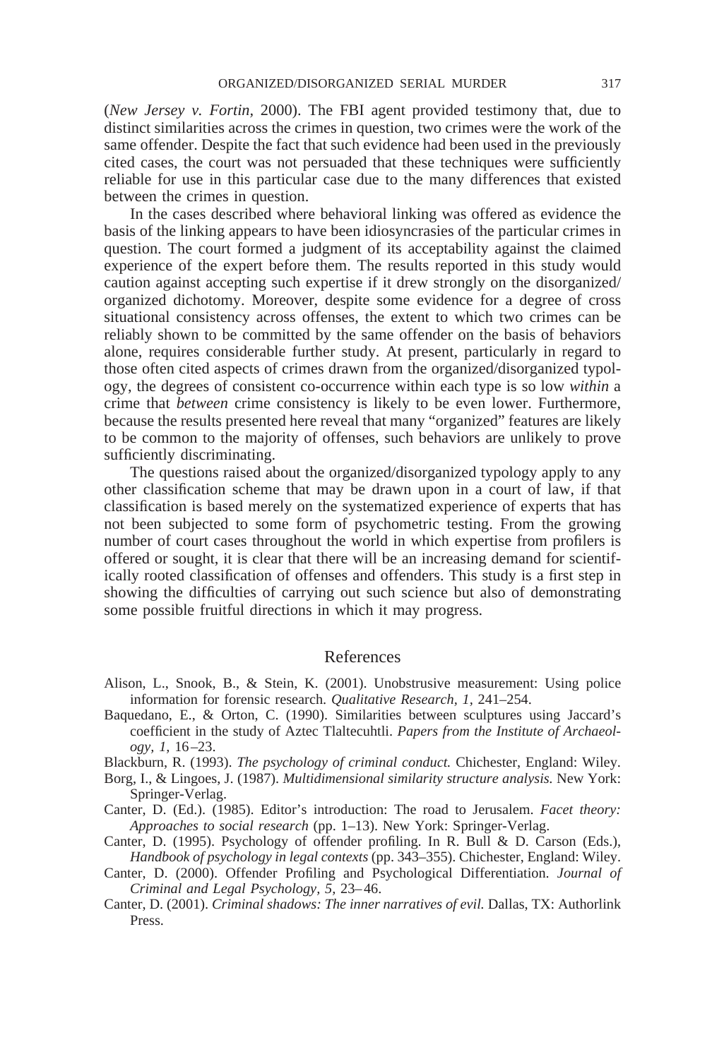(*New Jersey v. Fortin*, 2000). The FBI agent provided testimony that, due to distinct similarities across the crimes in question, two crimes were the work of the same offender. Despite the fact that such evidence had been used in the previously cited cases, the court was not persuaded that these techniques were sufficiently reliable for use in this particular case due to the many differences that existed between the crimes in question.

In the cases described where behavioral linking was offered as evidence the basis of the linking appears to have been idiosyncrasies of the particular crimes in question. The court formed a judgment of its acceptability against the claimed experience of the expert before them. The results reported in this study would caution against accepting such expertise if it drew strongly on the disorganized/organized dichotomy. Moreover, despite some evidence for a degree of cross situational consistency across offenses, the extent to which two crimes can be reliably shown to be committed by the same offender on the basis of behaviors alone, requires considerable further study. At present, particularly in regard to those often cited aspects of crimes drawn from the organized/disorganized typology, the degrees of consistent co-occurrence within each type is so low *within* a crime that *between* crime consistency is likely to be even lower. Furthermore, because the results presented here reveal that many "organized" features are likely to be common to the majority of offenses, such behaviors are unlikely to prove sufficiently discriminating.

The questions raised about the organized/disorganized typology apply to any other classification scheme that may be drawn upon in a court of law, if that classification is based merely on the systematized experience of experts that has not been subjected to some form of psychometric testing. From the growing number of court cases throughout the world in which expertise from profilers is offered or sought, it is clear that there will be an increasing demand for scientifically rooted classification of offenses and offenders. This study is a first step in showing the difficulties of carrying out such science but also of demonstrating some possible fruitful directions in which it may progress.

## References

Alison, L., Snook, B., & Stein, K. (2001). Unobstrusive measurement: Using police information for forensic research. *Qualitative Research, 1,* 241–254.

Baquedano, E., & Orton, C. (1990). Similarities between sculptures using Jaccard's coefficient in the study of Aztec Tlaltecuhtli. *Papers from the Institute of Archaeology, 1,* 16–23.

Blackburn, R. (1993). *The psychology of criminal conduct.* Chichester, England: Wiley.

Borg, I., & Lingoes, J. (1987). *Multidimensional similarity structure analysis.* New York: Springer-Verlag.

Canter, D. (Ed.). (1985). Editor's introduction: The road to Jerusalem. *Facet theory: Approaches to social research* (pp. 1–13). New York: Springer-Verlag.

Canter, D. (1995). Psychology of offender profiling. In R. Bull & D. Carson (Eds.), *Handbook of psychology in legal contexts* (pp. 343–355). Chichester, England: Wiley.

Canter, D. (2000). Offender Profiling and Psychological Differentiation. *Journal of Criminal and Legal Psychology, 5,* 23–46.

Canter, D. (2001). *Criminal shadows: The inner narratives of evil.* Dallas, TX: Authorlink Press.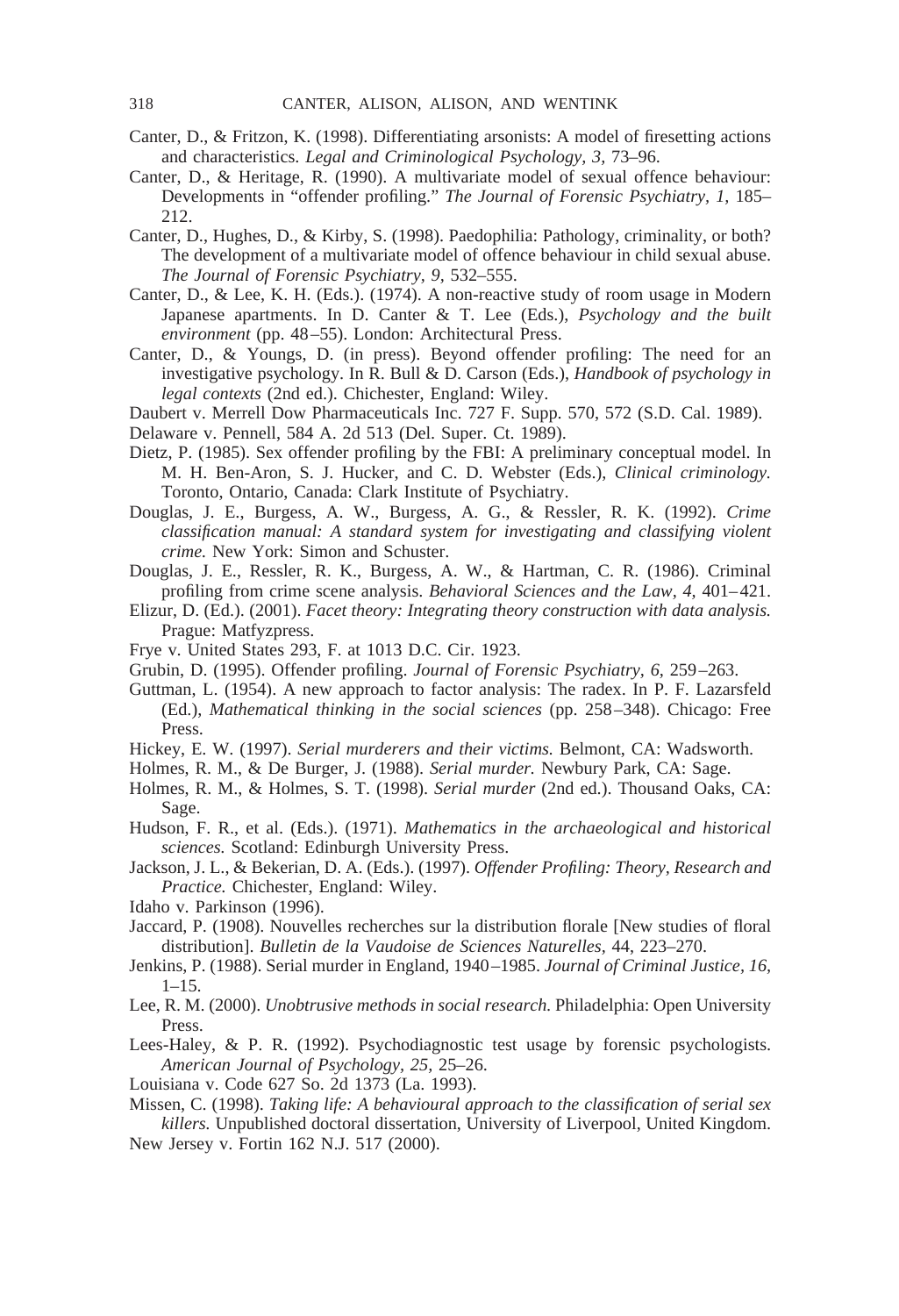Canter, D., & Fritzon, K. (1998). Differentiating arsonists: A model of firesetting actions and characteristics. *Legal and Criminological Psychology, 3,* 73–96.

Canter, D., & Heritage, R. (1990). A multivariate model of sexual offence behaviour: Developments in "offender profiling." *The Journal of Forensic Psychiatry, 1,* 185–212.

Canter, D., Hughes, D., & Kirby, S. (1998). Paedophilia: Pathology, criminality, or both? The development of a multivariate model of offence behaviour in child sexual abuse. *The Journal of Forensic Psychiatry, 9,* 532–555.

Canter, D., & Lee, K. H. (Eds.). (1974). A non-reactive study of room usage in Modern Japanese apartments. In D. Canter & T. Lee (Eds.), *Psychology and the built environment* (pp. 48–55). London: Architectural Press.

Canter, D., & Youngs, D. (in press). Beyond offender profiling: The need for an investigative psychology. In R. Bull & D. Carson (Eds.), *Handbook of psychology in legal contexts* (2nd ed.). Chichester, England: Wiley.

Daubert v. Merrell Dow Pharmaceuticals Inc. 727 F. Supp. 570, 572 (S.D. Cal. 1989).

Delaware v. Pennell, 584 A. 2d 513 (Del. Super. Ct. 1989).

Dietz, P. (1985). Sex offender profiling by the FBI: A preliminary conceptual model. In M. H. Ben-Aron, S. J. Hucker, and C. D. Webster (Eds.), *Clinical criminology.* Toronto, Ontario, Canada: Clark Institute of Psychiatry.

Douglas, J. E., Burgess, A. W., Burgess, A. G., & Ressler, R. K. (1992). *Crime classification manual: A standard system for investigating and classifying violent crime.* New York: Simon and Schuster.

Douglas, J. E., Ressler, R. K., Burgess, A. W., & Hartman, C. R. (1986). Criminal profiling from crime scene analysis. *Behavioral Sciences and the Law, 4,* 401–421.

Elizur, D. (Ed.). (2001). *Facet theory: Integrating theory construction with data analysis.* Prague: Matfyzpress.

Frye v. United States 293, F. at 1013 D.C. Cir. 1923.

Grubin, D. (1995). Offender profiling. *Journal of Forensic Psychiatry, 6,* 259–263.

Guttman, L. (1954). A new approach to factor analysis: The radex. In P. F. Lazarsfeld (Ed.), *Mathematical thinking in the social sciences* (pp. 258–348). Chicago: Free Press.

Hickey, E. W. (1997). *Serial murderers and their victims.* Belmont, CA: Wadsworth.

Holmes, R. M., & De Burger, J. (1988). *Serial murder.* Newbury Park, CA: Sage.

Holmes, R. M., & Holmes, S. T. (1998). *Serial murder* (2nd ed.). Thousand Oaks, CA: Sage.

Hudson, F. R., et al. (Eds.). (1971). *Mathematics in the archaeological and historical sciences.* Scotland: Edinburgh University Press.

Jackson, J. L., & Bekerian, D. A. (Eds.). (1997). *Offender Profiling: Theory, Research and Practice.* Chichester, England: Wiley.

Idaho v. Parkinson (1996).

Jaccard, P. (1908). Nouvelles recherches sur la distribution florale [New studies of floral distribution]. *Bulletin de la Vaudoise de Sciences Naturelles,* 44, 223–270.

Jenkins, P. (1988). Serial murder in England, 1940–1985. *Journal of Criminal Justice, 16,* 1–15.

Lee, R. M. (2000). *Unobtrusive methods in social research.* Philadelphia: Open University Press.

Lees-Haley, & P. R. (1992). Psychodiagnostic test usage by forensic psychologists. *American Journal of Psychology, 25,* 25–26.

Louisiana v. Code 627 So. 2d 1373 (La. 1993).

Missen, C. (1998). *Taking life: A behavioural approach to the classification of serial sex killers.* Unpublished doctoral dissertation, University of Liverpool, United Kingdom.

New Jersey v. Fortin 162 N.J. 517 (2000).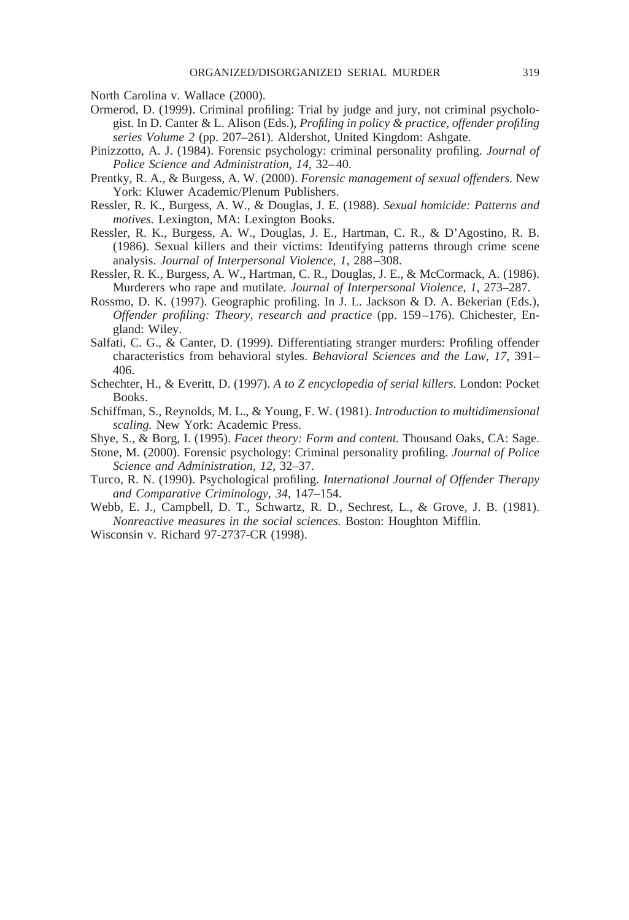North Carolina v. Wallace (2000).

Ormerod, D. (1999). Criminal profiling: Trial by judge and jury, not criminal psychologist. In D. Canter & L. Alison (Eds.), *Profiling in policy & practice, offender profiling series Volume 2* (pp. 207–261). Aldershot, United Kingdom: Ashgate.

Pinizzotto, A. J. (1984). Forensic psychology: criminal personality profiling. *Journal of Police Science and Administration, 14,* 32–40.

Prentky, R. A., & Burgess, A. W. (2000). *Forensic management of sexual offenders.* New York: Kluwer Academic/Plenum Publishers.

Ressler, R. K., Burgess, A. W., & Douglas, J. E. (1988). *Sexual homicide: Patterns and motives.* Lexington, MA: Lexington Books.

Ressler, R. K., Burgess, A. W., Douglas, J. E., Hartman, C. R., & D'Agostino, R. B. (1986). Sexual killers and their victims: Identifying patterns through crime scene analysis. *Journal of Interpersonal Violence, 1,* 288–308.

Ressler, R. K., Burgess, A. W., Hartman, C. R., Douglas, J. E., & McCormack, A. (1986). Murderers who rape and mutilate. *Journal of Interpersonal Violence, 1,* 273–287.

Rossmo, D. K. (1997). Geographic profiling. In J. L. Jackson & D. A. Bekerian (Eds.), *Offender profiling: Theory, research and practice* (pp. 159–176). Chichester, England: Wiley.

Salfati, C. G., & Canter, D. (1999). Differentiating stranger murders: Profiling offender characteristics from behavioral styles. *Behavioral Sciences and the Law, 17,* 391–406.

Schechter, H., & Everitt, D. (1997). *A to Z encyclopedia of serial killers.* London: Pocket Books.

Schiffman, S., Reynolds, M. L., & Young, F. W. (1981). *Introduction to multidimensional scaling.* New York: Academic Press.

Shye, S., & Borg, I. (1995). *Facet theory: Form and content.* Thousand Oaks, CA: Sage.

Stone, M. (2000). Forensic psychology: Criminal personality profiling. *Journal of Police Science and Administration, 12,* 32–37.

Turco, R. N. (1990). Psychological profiling. *International Journal of Offender Therapy and Comparative Criminology, 34,* 147–154.

Webb, E. J., Campbell, D. T., Schwartz, R. D., Sechrest, L., & Grove, J. B. (1981). *Nonreactive measures in the social sciences.* Boston: Houghton Mifflin.

Wisconsin v. Richard 97-2737-CR (1998).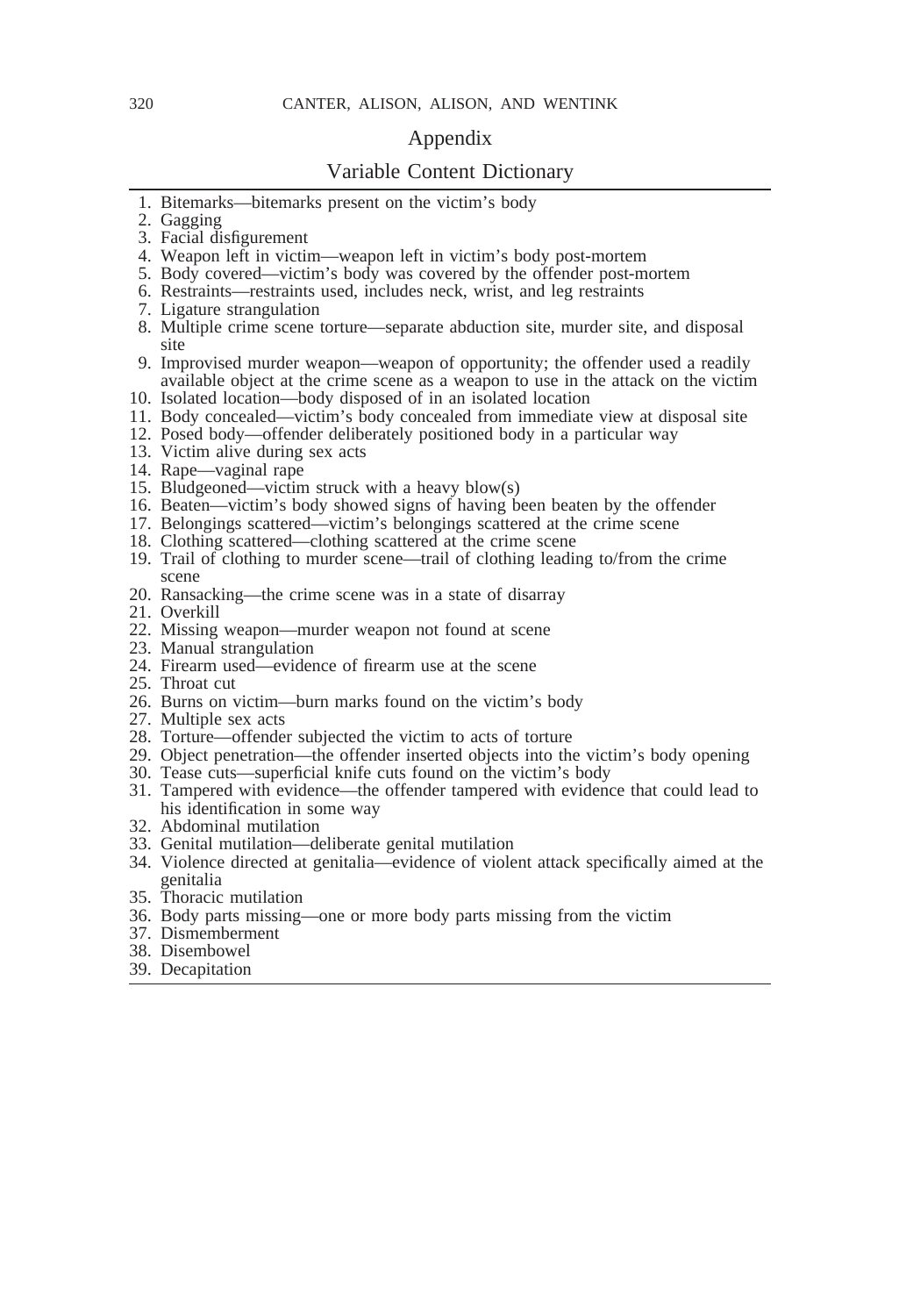# Appendix

## Variable Content Dictionary

1. Bitemarks—bitemarks present on the victim's body
2. Gagging
3. Facial disfigurement
4. Weapon left in victim—weapon left in victim's body post-mortem
5. Body covered—victim's body was covered by the offender post-mortem
6. Restraints—restraints used, includes neck, wrist, and leg restraints
7. Ligature strangulation
8. Multiple crime scene torture—separate abduction site, murder site, and disposal site
9. Improvised murder weapon—weapon of opportunity; the offender used a readily available object at the crime scene as a weapon to use in the attack on the victim
10. Isolated location—body disposed of in an isolated location
11. Body concealed—victim's body concealed from immediate view at disposal site
12. Posed body—offender deliberately positioned body in a particular way
13. Victim alive during sex acts
14. Rape—vaginal rape
15. Bludgeoned—victim struck with a heavy blow(s)
16. Beaten—victim's body showed signs of having been beaten by the offender
17. Belongings scattered—victim's belongings scattered at the crime scene
18. Clothing scattered—clothing scattered at the crime scene
19. Trail of clothing to murder scene—trail of clothing leading to/from the crime scene
20. Ransacking—the crime scene was in a state of disarray
21. Overkill
22. Missing weapon—murder weapon not found at scene
23. Manual strangulation
24. Firearm used—evidence of firearm use at the scene
25. Throat cut
26. Burns on victim—burn marks found on the victim's body
27. Multiple sex acts
28. Torture—offender subjected the victim to acts of torture
29. Object penetration—the offender inserted objects into the victim's body opening
30. Tease cuts—superficial knife cuts found on the victim's body
31. Tampered with evidence—the offender tampered with evidence that could lead to his identification in some way
32. Abdominal mutilation
33. Genital mutilation—deliberate genital mutilation
34. Violence directed at genitalia—evidence of violent attack specifically aimed at the genitalia
35. Thoracic mutilation
36. Body parts missing—one or more body parts missing from the victim
37. Dismemberment
38. Disembowel
39. Decapitation